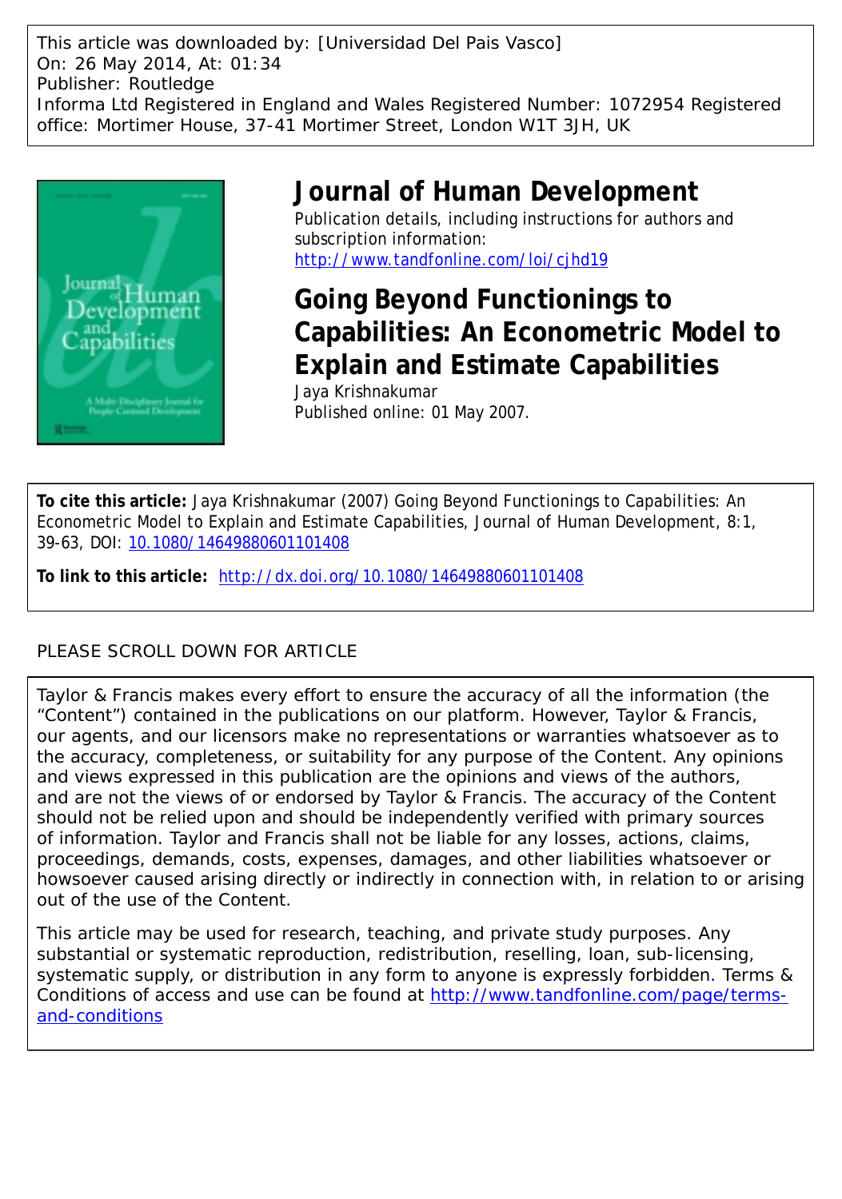This article was downloaded by: [Universidad Del Pais Vasco]
On: 26 May 2014, At: 01:34
Publisher: Routledge
Informa Ltd Registered in England and Wales Registered Number: 1072954 Registered office: Mortimer House, 37-41 Mortimer Street, London W1T 3JH, UK

# Journal of Human Development

Publication details, including instructions for authors and subscription information:
http://www.tandfonline.com/loi/cjhd19

## Going Beyond Functionings to Capabilities: An Econometric Model to Explain and Estimate Capabilities

Jaya Krishnakumar
Published online: 01 May 2007.

**To cite this article:** Jaya Krishnakumar (2007) Going Beyond Functionings to Capabilities: An Econometric Model to Explain and Estimate Capabilities, Journal of Human Development, 8:1, 39-63, DOI: 10.1080/14649880601101408

**To link to this article:** http://dx.doi.org/10.1080/14649880601101408

PLEASE SCROLL DOWN FOR ARTICLE

Taylor & Francis makes every effort to ensure the accuracy of all the information (the "Content") contained in the publications on our platform. However, Taylor & Francis, our agents, and our licensors make no representations or warranties whatsoever as to the accuracy, completeness, or suitability for any purpose of the Content. Any opinions and views expressed in this publication are the opinions and views of the authors, and are not the views of or endorsed by Taylor & Francis. The accuracy of the Content should not be relied upon and should be independently verified with primary sources of information. Taylor and Francis shall not be liable for any losses, actions, claims, proceedings, demands, costs, expenses, damages, and other liabilities whatsoever or howsoever caused arising directly or indirectly in connection with, in relation to or arising out of the use of the Content.

This article may be used for research, teaching, and private study purposes. Any substantial or systematic reproduction, redistribution, reselling, loan, sub-licensing, systematic supply, or distribution in any form to anyone is expressly forbidden. Terms & Conditions of access and use can be found at http://www.tandfonline.com/page/terms-and-conditions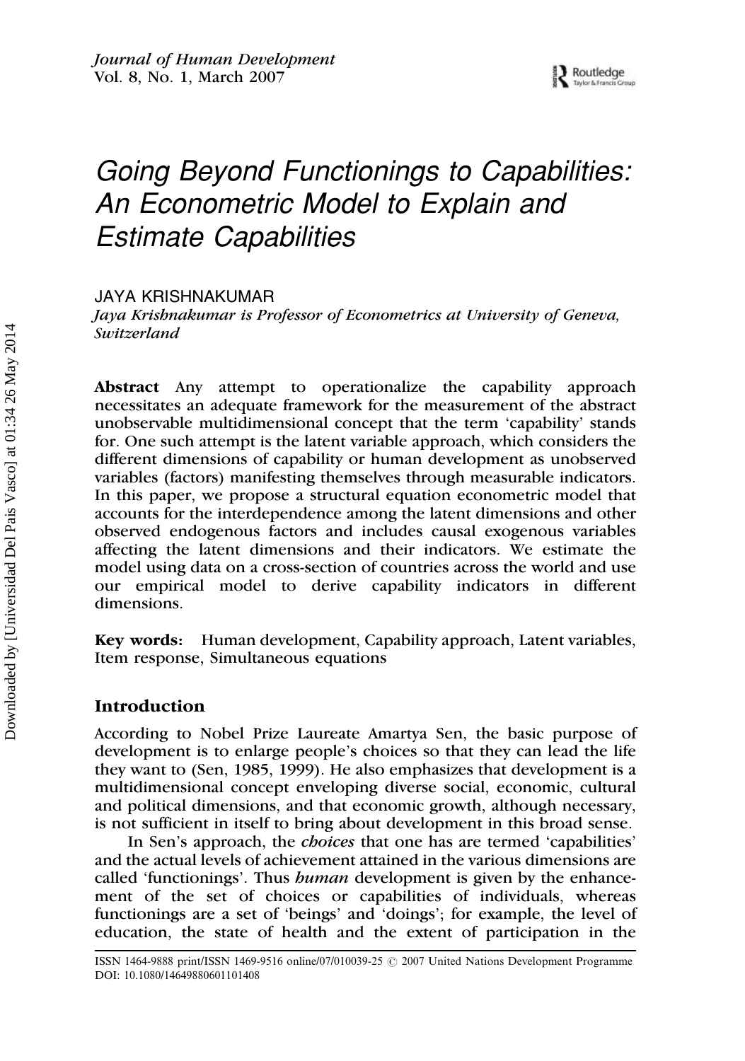# Going Beyond Functionings to Capabilities: An Econometric Model to Explain and Estimate Capabilities

JAYA KRISHNAKUMAR

*Jaya Krishnakumar is Professor of Econometrics at University of Geneva, Switzerland*

**Abstract** Any attempt to operationalize the capability approach necessitates an adequate framework for the measurement of the abstract unobservable multidimensional concept that the term 'capability' stands for. One such attempt is the latent variable approach, which considers the different dimensions of capability or human development as unobserved variables (factors) manifesting themselves through measurable indicators. In this paper, we propose a structural equation econometric model that accounts for the interdependence among the latent dimensions and other observed endogenous factors and includes causal exogenous variables affecting the latent dimensions and their indicators. We estimate the model using data on a cross-section of countries across the world and use our empirical model to derive capability indicators in different dimensions.

**Key words:** Human development, Capability approach, Latent variables, Item response, Simultaneous equations

## Introduction

According to Nobel Prize Laureate Amartya Sen, the basic purpose of development is to enlarge people's choices so that they can lead the life they want to (Sen, 1985, 1999). He also emphasizes that development is a multidimensional concept enveloping diverse social, economic, cultural and political dimensions, and that economic growth, although necessary, is not sufficient in itself to bring about development in this broad sense.

In Sen's approach, the *choices* that one has are termed 'capabilities' and the actual levels of achievement attained in the various dimensions are called 'functionings'. Thus *human* development is given by the enhancement of the set of choices or capabilities of individuals, whereas functionings are a set of 'beings' and 'doings'; for example, the level of education, the state of health and the extent of participation in the

ISSN 1464-9888 print/ISSN 1469-9516 online/07/010039-25 © 2007 United Nations Development Programme
DOI: 10.1080/14649880601101408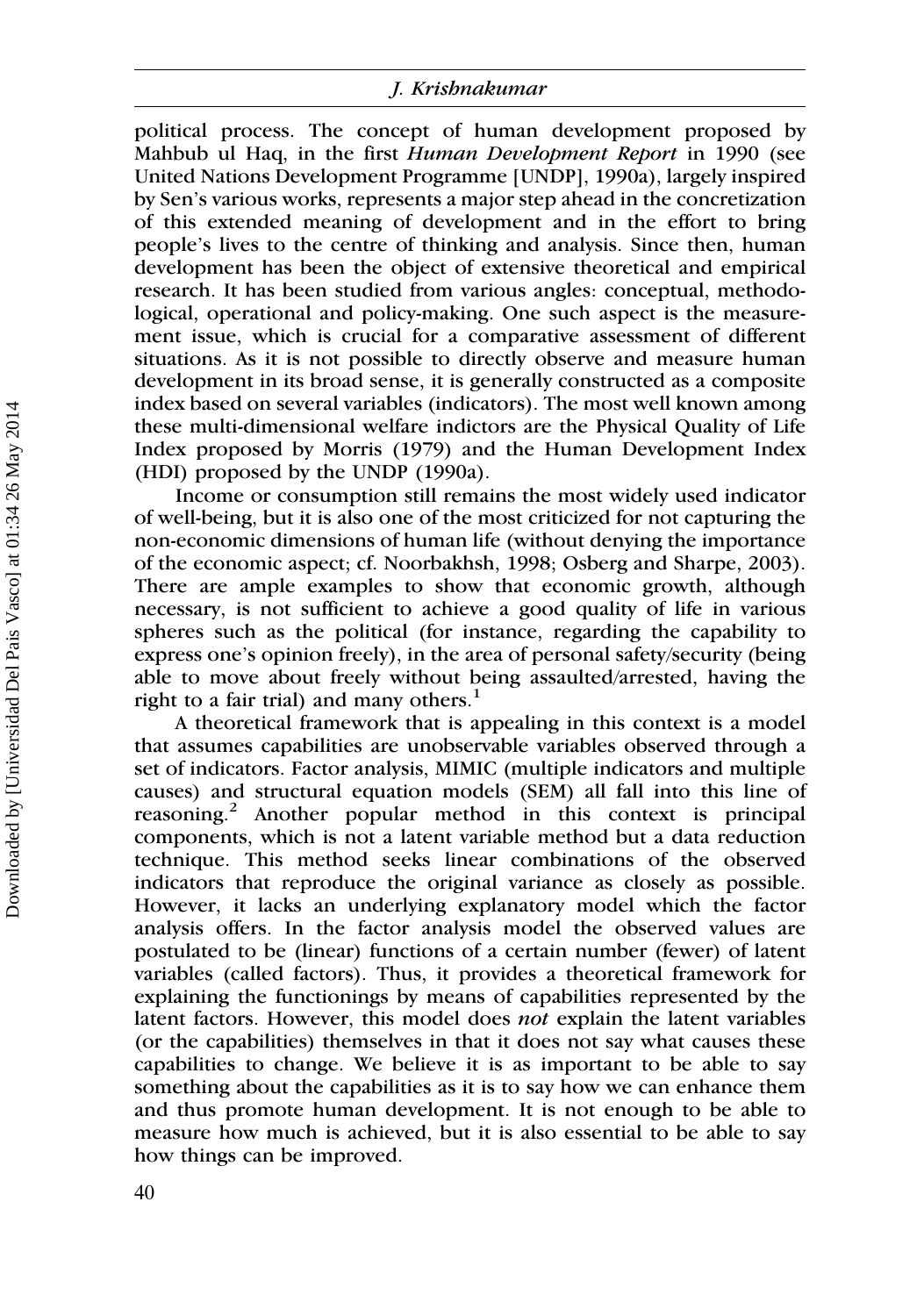political process. The concept of human development proposed by Mahbub ul Haq, in the first *Human Development Report* in 1990 (see United Nations Development Programme [UNDP], 1990a), largely inspired by Sen's various works, represents a major step ahead in the concretization of this extended meaning of development and in the effort to bring people's lives to the centre of thinking and analysis. Since then, human development has been the object of extensive theoretical and empirical research. It has been studied from various angles: conceptual, methodological, operational and policy-making. One such aspect is the measurement issue, which is crucial for a comparative assessment of different situations. As it is not possible to directly observe and measure human development in its broad sense, it is generally constructed as a composite index based on several variables (indicators). The most well known among these multi-dimensional welfare indictors are the Physical Quality of Life Index proposed by Morris (1979) and the Human Development Index (HDI) proposed by the UNDP (1990a).

Income or consumption still remains the most widely used indicator of well-being, but it is also one of the most criticized for not capturing the non-economic dimensions of human life (without denying the importance of the economic aspect; cf. Noorbakhsh, 1998; Osberg and Sharpe, 2003). There are ample examples to show that economic growth, although necessary, is not sufficient to achieve a good quality of life in various spheres such as the political (for instance, regarding the capability to express one's opinion freely), in the area of personal safety/security (being able to move about freely without being assaulted/arrested, having the right to a fair trial) and many others.[1]

A theoretical framework that is appealing in this context is a model that assumes capabilities are unobservable variables observed through a set of indicators. Factor analysis, MIMIC (multiple indicators and multiple causes) and structural equation models (SEM) all fall into this line of reasoning.[2] Another popular method in this context is principal components, which is not a latent variable method but a data reduction technique. This method seeks linear combinations of the observed indicators that reproduce the original variance as closely as possible. However, it lacks an underlying explanatory model which the factor analysis offers. In the factor analysis model the observed values are postulated to be (linear) functions of a certain number (fewer) of latent variables (called factors). Thus, it provides a theoretical framework for explaining the functionings by means of capabilities represented by the latent factors. However, this model does *not* explain the latent variables (or the capabilities) themselves in that it does not say what causes these capabilities to change. We believe it is as important to be able to say something about the capabilities as it is to say how we can enhance them and thus promote human development. It is not enough to be able to measure how much is achieved, but it is also essential to be able to say how things can be improved.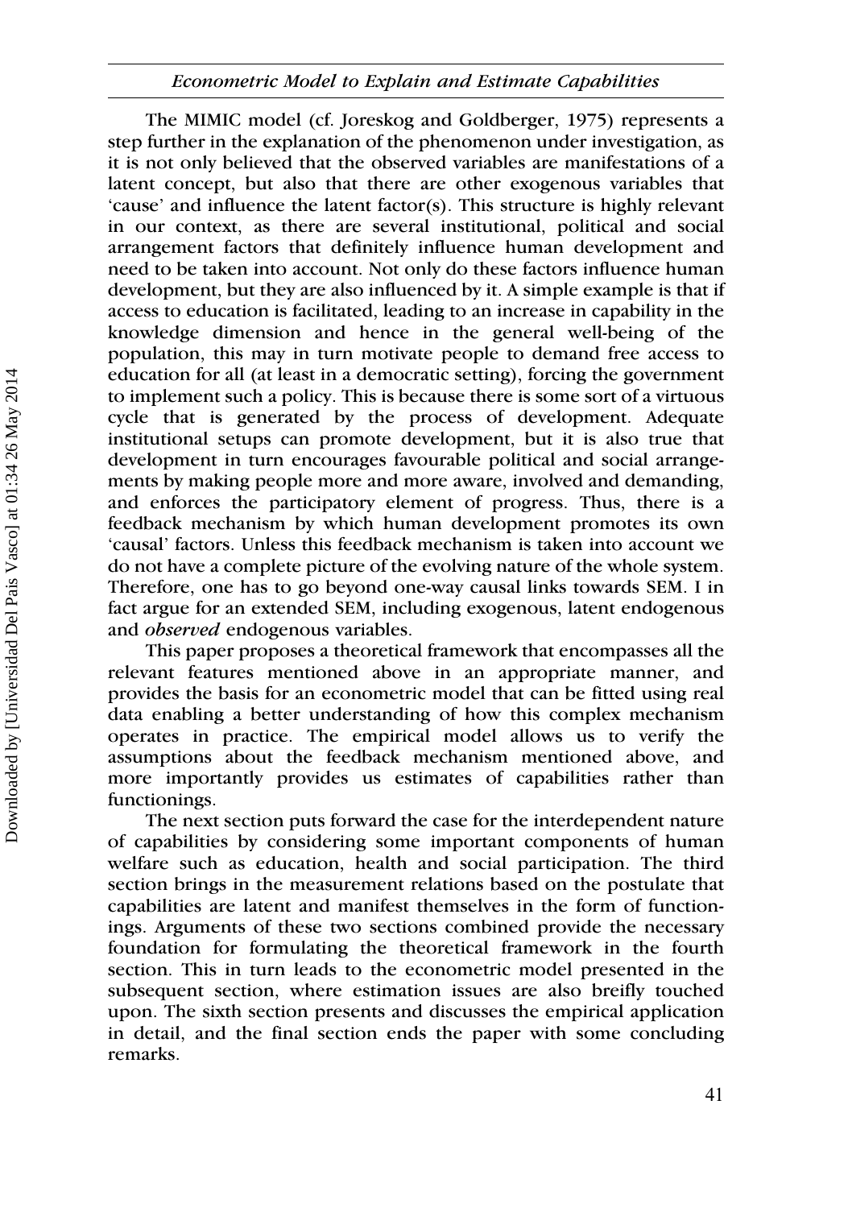The MIMIC model (cf. Joreskog and Goldberger, 1975) represents a step further in the explanation of the phenomenon under investigation, as it is not only believed that the observed variables are manifestations of a latent concept, but also that there are other exogenous variables that 'cause' and influence the latent factor(s). This structure is highly relevant in our context, as there are several institutional, political and social arrangement factors that definitely influence human development and need to be taken into account. Not only do these factors influence human development, but they are also influenced by it. A simple example is that if access to education is facilitated, leading to an increase in capability in the knowledge dimension and hence in the general well-being of the population, this may in turn motivate people to demand free access to education for all (at least in a democratic setting), forcing the government to implement such a policy. This is because there is some sort of a virtuous cycle that is generated by the process of development. Adequate institutional setups can promote development, but it is also true that development in turn encourages favourable political and social arrangements by making people more and more aware, involved and demanding, and enforces the participatory element of progress. Thus, there is a feedback mechanism by which human development promotes its own 'causal' factors. Unless this feedback mechanism is taken into account we do not have a complete picture of the evolving nature of the whole system. Therefore, one has to go beyond one-way causal links towards SEM. I in fact argue for an extended SEM, including exogenous, latent endogenous and *observed* endogenous variables.

This paper proposes a theoretical framework that encompasses all the relevant features mentioned above in an appropriate manner, and provides the basis for an econometric model that can be fitted using real data enabling a better understanding of how this complex mechanism operates in practice. The empirical model allows us to verify the assumptions about the feedback mechanism mentioned above, and more importantly provides us estimates of capabilities rather than functionings.

The next section puts forward the case for the interdependent nature of capabilities by considering some important components of human welfare such as education, health and social participation. The third section brings in the measurement relations based on the postulate that capabilities are latent and manifest themselves in the form of functionings. Arguments of these two sections combined provide the necessary foundation for formulating the theoretical framework in the fourth section. This in turn leads to the econometric model presented in the subsequent section, where estimation issues are also breifly touched upon. The sixth section presents and discusses the empirical application in detail, and the final section ends the paper with some concluding remarks.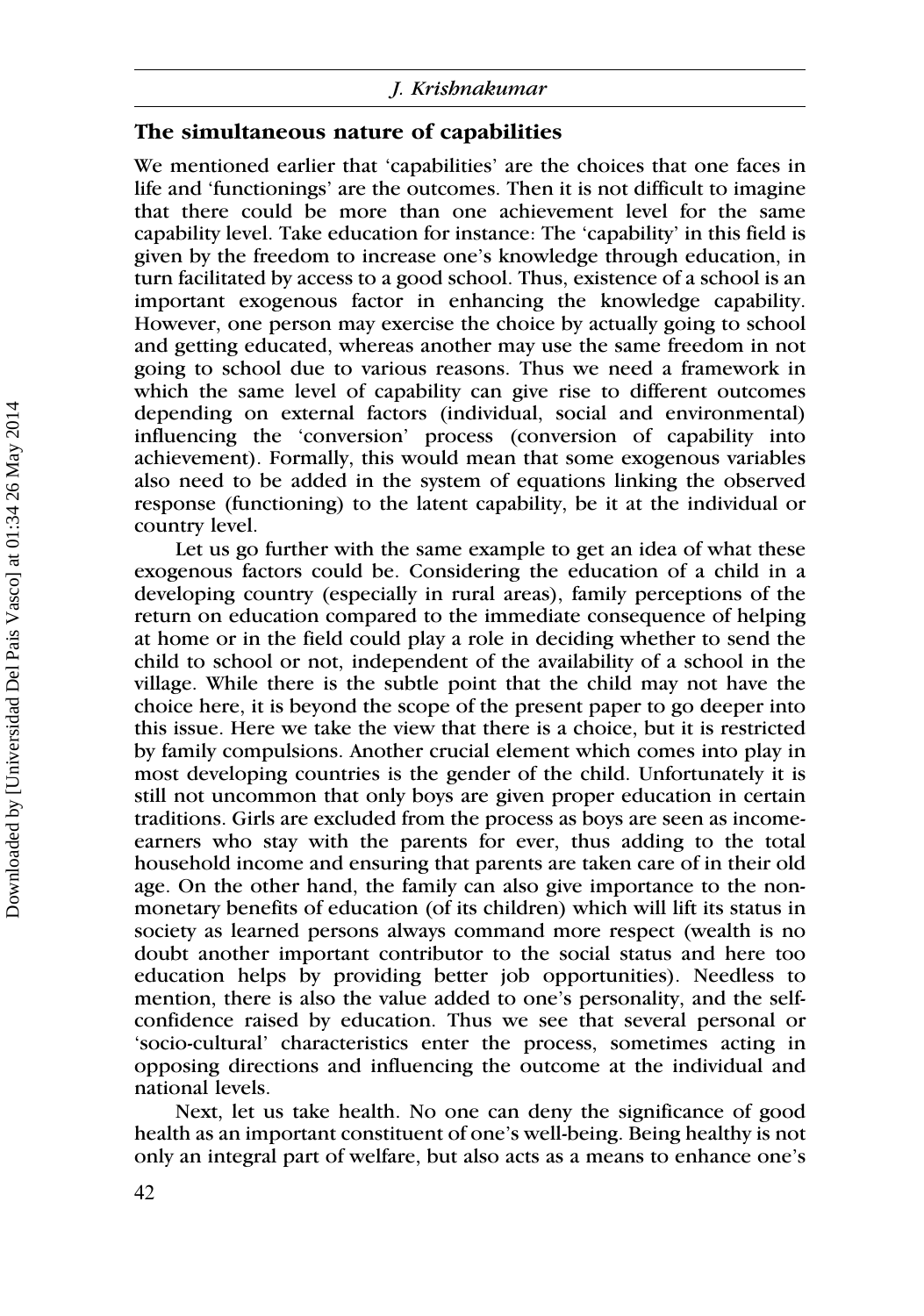## The simultaneous nature of capabilities

We mentioned earlier that 'capabilities' are the choices that one faces in life and 'functionings' are the outcomes. Then it is not difficult to imagine that there could be more than one achievement level for the same capability level. Take education for instance: The 'capability' in this field is given by the freedom to increase one's knowledge through education, in turn facilitated by access to a good school. Thus, existence of a school is an important exogenous factor in enhancing the knowledge capability. However, one person may exercise the choice by actually going to school and getting educated, whereas another may use the same freedom in not going to school due to various reasons. Thus we need a framework in which the same level of capability can give rise to different outcomes depending on external factors (individual, social and environmental) influencing the 'conversion' process (conversion of capability into achievement). Formally, this would mean that some exogenous variables also need to be added in the system of equations linking the observed response (functioning) to the latent capability, be it at the individual or country level.

Let us go further with the same example to get an idea of what these exogenous factors could be. Considering the education of a child in a developing country (especially in rural areas), family perceptions of the return on education compared to the immediate consequence of helping at home or in the field could play a role in deciding whether to send the child to school or not, independent of the availability of a school in the village. While there is the subtle point that the child may not have the choice here, it is beyond the scope of the present paper to go deeper into this issue. Here we take the view that there is a choice, but it is restricted by family compulsions. Another crucial element which comes into play in most developing countries is the gender of the child. Unfortunately it is still not uncommon that only boys are given proper education in certain traditions. Girls are excluded from the process as boys are seen as income-earners who stay with the parents for ever, thus adding to the total household income and ensuring that parents are taken care of in their old age. On the other hand, the family can also give importance to the non-monetary benefits of education (of its children) which will lift its status in society as learned persons always command more respect (wealth is no doubt another important contributor to the social status and here too education helps by providing better job opportunities). Needless to mention, there is also the value added to one's personality, and the self-confidence raised by education. Thus we see that several personal or 'socio-cultural' characteristics enter the process, sometimes acting in opposing directions and influencing the outcome at the individual and national levels.

Next, let us take health. No one can deny the significance of good health as an important constituent of one's well-being. Being healthy is not only an integral part of welfare, but also acts as a means to enhance one's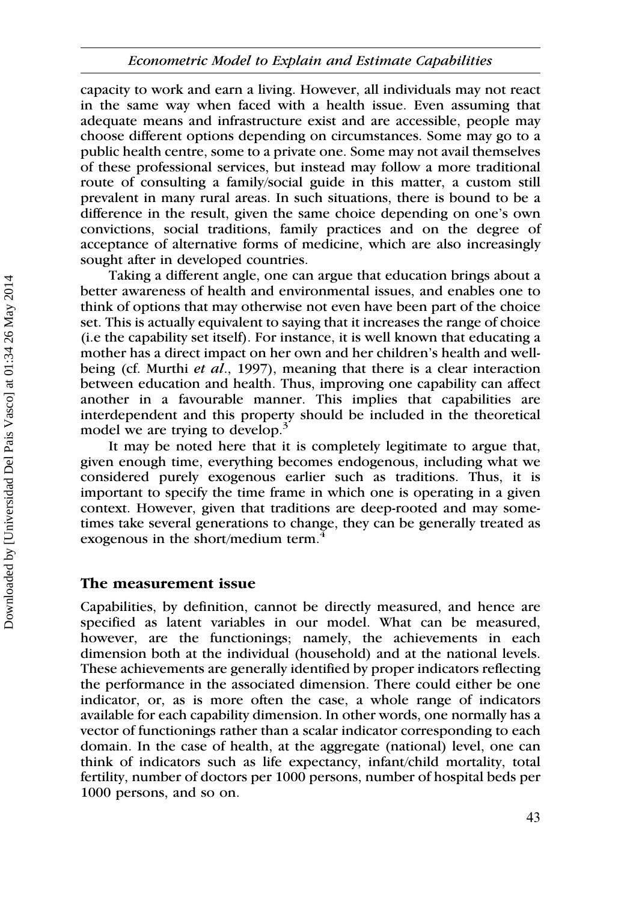capacity to work and earn a living. However, all individuals may not react in the same way when faced with a health issue. Even assuming that adequate means and infrastructure exist and are accessible, people may choose different options depending on circumstances. Some may go to a public health centre, some to a private one. Some may not avail themselves of these professional services, but instead may follow a more traditional route of consulting a family/social guide in this matter, a custom still prevalent in many rural areas. In such situations, there is bound to be a difference in the result, given the same choice depending on one's own convictions, social traditions, family practices and on the degree of acceptance of alternative forms of medicine, which are also increasingly sought after in developed countries.

Taking a different angle, one can argue that education brings about a better awareness of health and environmental issues, and enables one to think of options that may otherwise not even have been part of the choice set. This is actually equivalent to saying that it increases the range of choice (i.e the capability set itself). For instance, it is well known that educating a mother has a direct impact on her own and her children's health and well-being (cf. Murthi *et al*., 1997), meaning that there is a clear interaction between education and health. Thus, improving one capability can affect another in a favourable manner. This implies that capabilities are interdependent and this property should be included in the theoretical model we are trying to develop.[3]

It may be noted here that it is completely legitimate to argue that, given enough time, everything becomes endogenous, including what we considered purely exogenous earlier such as traditions. Thus, it is important to specify the time frame in which one is operating in a given context. However, given that traditions are deep-rooted and may sometimes take several generations to change, they can be generally treated as exogenous in the short/medium term.[4]

## The measurement issue

Capabilities, by definition, cannot be directly measured, and hence are specified as latent variables in our model. What can be measured, however, are the functionings; namely, the achievements in each dimension both at the individual (household) and at the national levels. These achievements are generally identified by proper indicators reflecting the performance in the associated dimension. There could either be one indicator, or, as is more often the case, a whole range of indicators available for each capability dimension. In other words, one normally has a vector of functionings rather than a scalar indicator corresponding to each domain. In the case of health, at the aggregate (national) level, one can think of indicators such as life expectancy, infant/child mortality, total fertility, number of doctors per 1000 persons, number of hospital beds per 1000 persons, and so on.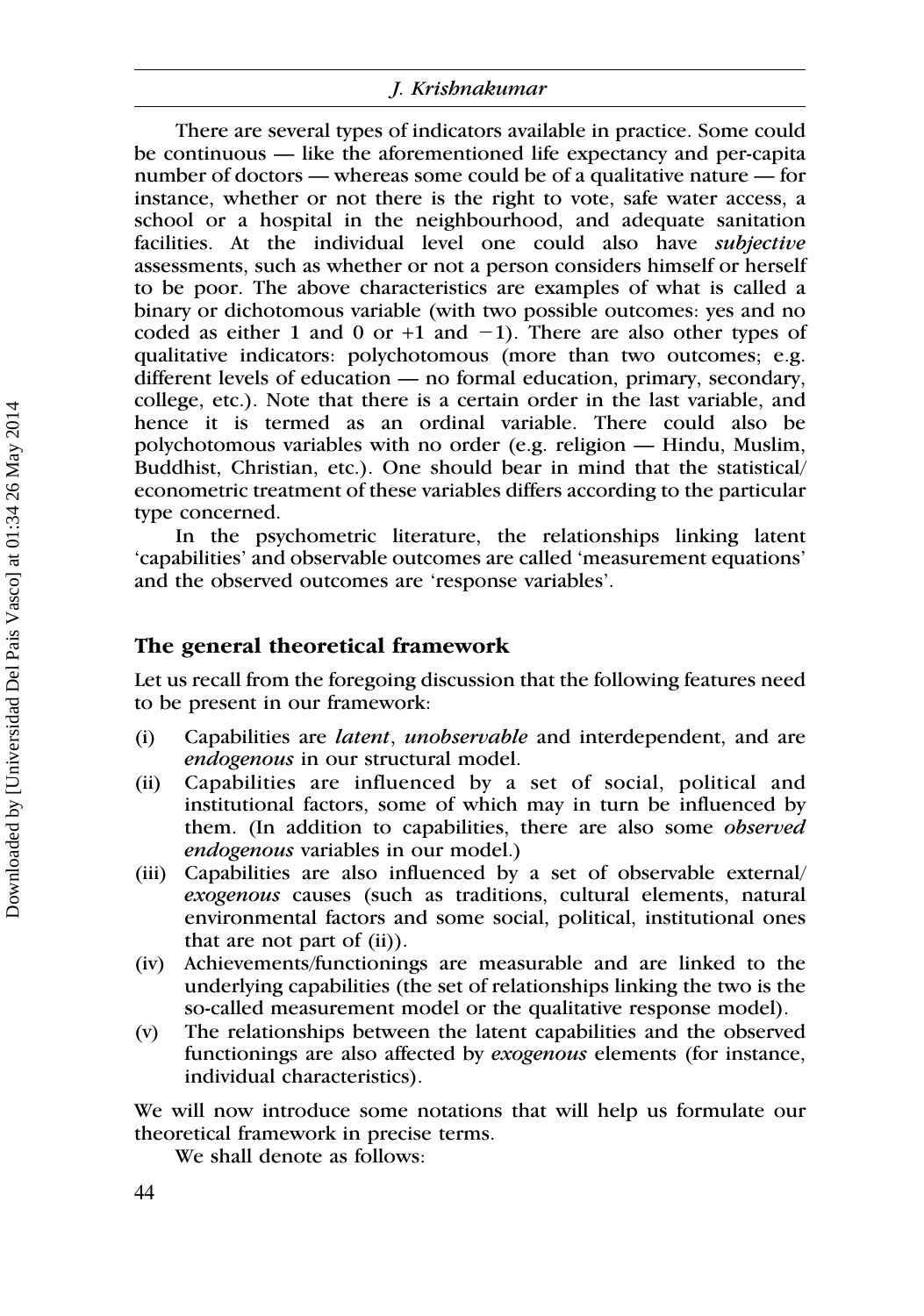There are several types of indicators available in practice. Some could be continuous — like the aforementioned life expectancy and per-capita number of doctors — whereas some could be of a qualitative nature — for instance, whether or not there is the right to vote, safe water access, a school or a hospital in the neighbourhood, and adequate sanitation facilities. At the individual level one could also have *subjective* assessments, such as whether or not a person considers himself or herself to be poor. The above characteristics are examples of what is called a binary or dichotomous variable (with two possible outcomes: yes and no coded as either 1 and 0 or $+1$ and $-1$). There are also other types of qualitative indicators: polychotomous (more than two outcomes; e.g. different levels of education — no formal education, primary, secondary, college, etc.). Note that there is a certain order in the last variable, and hence it is termed as an ordinal variable. There could also be polychotomous variables with no order (e.g. religion — Hindu, Muslim, Buddhist, Christian, etc.). One should bear in mind that the statistical/econometric treatment of these variables differs according to the particular type concerned.

In the psychometric literature, the relationships linking latent 'capabilities' and observable outcomes are called 'measurement equations' and the observed outcomes are 'response variables'.

## The general theoretical framework

Let us recall from the foregoing discussion that the following features need to be present in our framework:

(i) Capabilities are *latent*, *unobservable* and interdependent, and are *endogenous* in our structural model.

(ii) Capabilities are influenced by a set of social, political and institutional factors, some of which may in turn be influenced by them. (In addition to capabilities, there are also some *observed endogenous* variables in our model.)

(iii) Capabilities are also influenced by a set of observable external/*exogenous* causes (such as traditions, cultural elements, natural environmental factors and some social, political, institutional ones that are not part of (ii)).

(iv) Achievements/functionings are measurable and are linked to the underlying capabilities (the set of relationships linking the two is the so-called measurement model or the qualitative response model).

(v) The relationships between the latent capabilities and the observed functionings are also affected by *exogenous* elements (for instance, individual characteristics).

We will now introduce some notations that will help us formulate our theoretical framework in precise terms.

We shall denote as follows: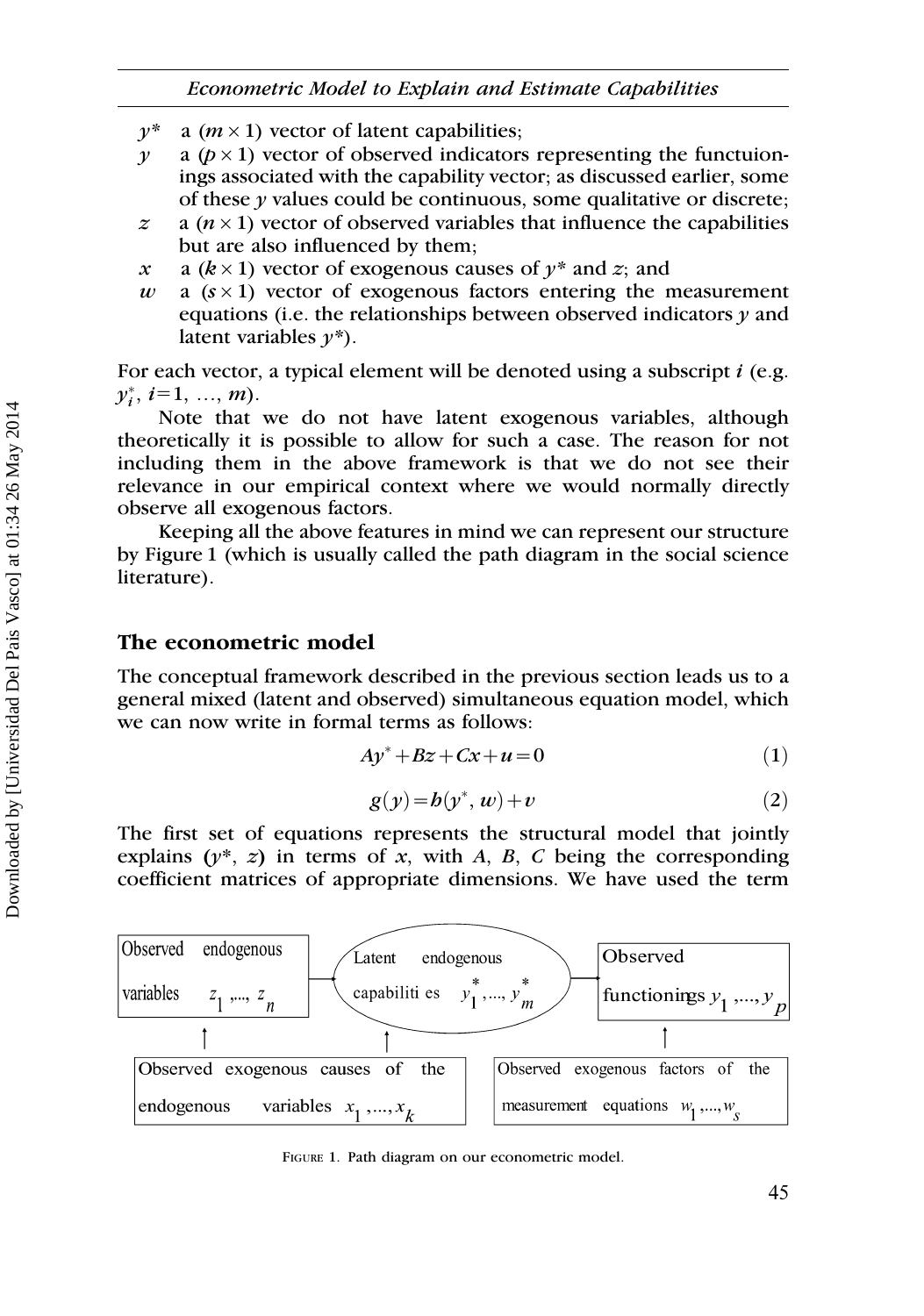- $y^*$ a $(m \times 1)$ vector of latent capabilities;
- $y$ a $(p \times 1)$ vector of observed indicators representing the functuionings associated with the capability vector; as discussed earlier, some of these $y$ values could be continuous, some qualitative or discrete;
- $z$ a $(n \times 1)$ vector of observed variables that influence the capabilities but are also influenced by them;
- $x$ a $(k \times 1)$ vector of exogenous causes of $y^*$ and $z$; and
- $w$ a $(s \times 1)$ vector of exogenous factors entering the measurement equations (i.e. the relationships between observed indicators $y$ and latent variables $y^*$).

For each vector, a typical element will be denoted using a subscript $i$ (e.g. $y_i^*$, $i=1, \ldots, m$).

Note that we do not have latent exogenous variables, although theoretically it is possible to allow for such a case. The reason for not including them in the above framework is that we do not see their relevance in our empirical context where we would normally directly observe all exogenous factors.

Keeping all the above features in mind we can represent our structure by Figure 1 (which is usually called the path diagram in the social science literature).

## The econometric model

The conceptual framework described in the previous section leads us to a general mixed (latent and observed) simultaneous equation model, which we can now write in formal terms as follows:

$$Ay^* + Bz + Cx + u = 0 \tag{1}$$

$$g(y) = h(y^*, w) + v \tag{2}$$

The first set of equations represents the structural model that jointly explains $(y^*, z)$ in terms of $x$, with $A$, $B$, $C$ being the corresponding coefficient matrices of appropriate dimensions. We have used the term

| Observed endogenous variables $z_1, \ldots, z_n$ | Latent endogenous capabilities $y_1^*, \ldots, y_m^*$ | Observed functionings $y_1, \ldots, y_p$ |
|---|---|---|
| ↑ | ↑ | ↑ |
| Observed exogenous causes of the endogenous variables $x_1, \ldots, x_k$ | | Observed exogenous factors of the measurement equations $w_1, \ldots, w_s$ |

FIGURE 1. Path diagram on our econometric model.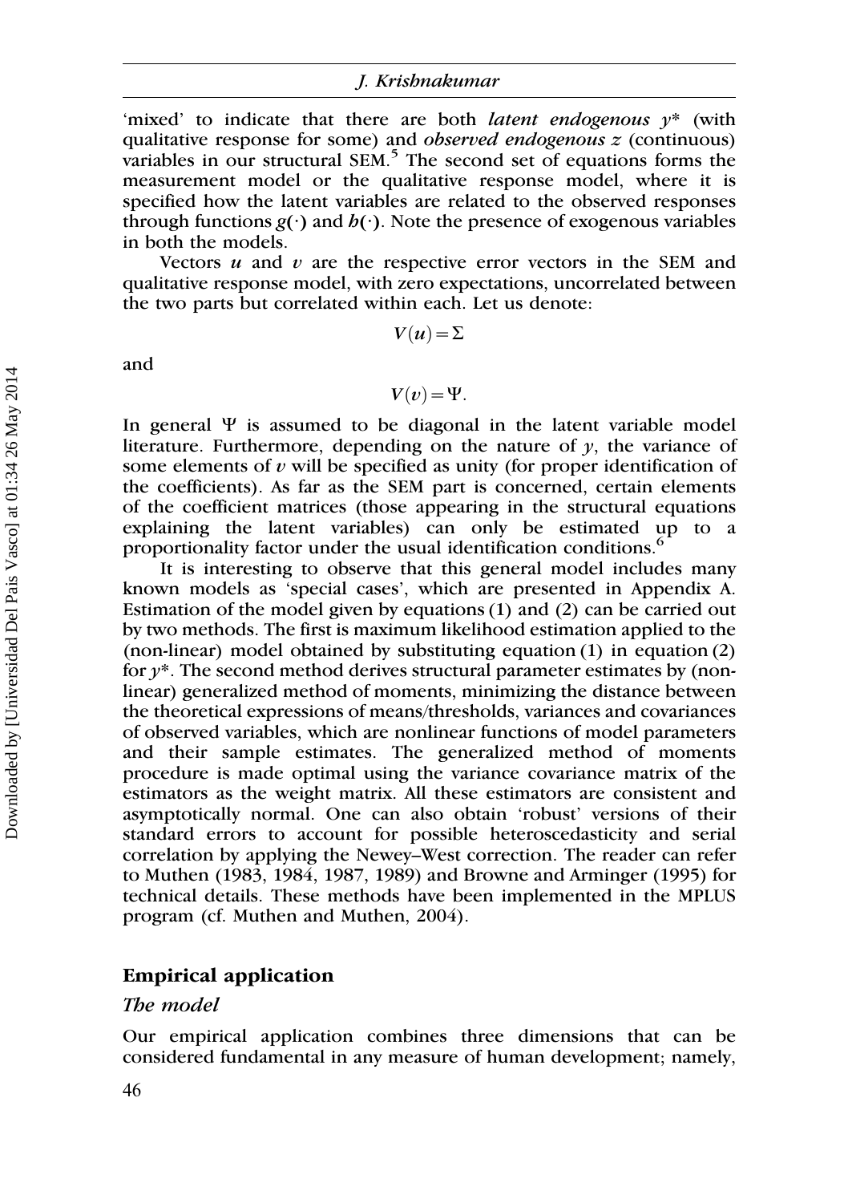'mixed' to indicate that there are both *latent endogenous* $y^*$ (with qualitative response for some) and *observed endogenous* $z$ (continuous) variables in our structural SEM.[5] The second set of equations forms the measurement model or the qualitative response model, where it is specified how the latent variables are related to the observed responses through functions $g(\cdot)$ and $h(\cdot)$. Note the presence of exogenous variables in both the models.

Vectors $u$ and $v$ are the respective error vectors in the SEM and qualitative response model, with zero expectations, uncorrelated between the two parts but correlated within each. Let us denote:

$$V(u) = \Sigma$$

and

$$V(v) = \Psi.$$

In general $\Psi$ is assumed to be diagonal in the latent variable model literature. Furthermore, depending on the nature of $y$, the variance of some elements of $v$ will be specified as unity (for proper identification of the coefficients). As far as the SEM part is concerned, certain elements of the coefficient matrices (those appearing in the structural equations explaining the latent variables) can only be estimated up to a proportionality factor under the usual identification conditions.[6]

It is interesting to observe that this general model includes many known models as 'special cases', which are presented in Appendix A. Estimation of the model given by equations (1) and (2) can be carried out by two methods. The first is maximum likelihood estimation applied to the (non-linear) model obtained by substituting equation (1) in equation (2) for $y^*$. The second method derives structural parameter estimates by (non-linear) generalized method of moments, minimizing the distance between the theoretical expressions of means/thresholds, variances and covariances of observed variables, which are nonlinear functions of model parameters and their sample estimates. The generalized method of moments procedure is made optimal using the variance covariance matrix of the estimators as the weight matrix. All these estimators are consistent and asymptotically normal. One can also obtain 'robust' versions of their standard errors to account for possible heteroscedasticity and serial correlation by applying the Newey–West correction. The reader can refer to Muthen (1983, 1984, 1987, 1989) and Browne and Arminger (1995) for technical details. These methods have been implemented in the MPLUS program (cf. Muthen and Muthen, 2004).

## Empirical application

### *The model*

Our empirical application combines three dimensions that can be considered fundamental in any measure of human development; namely,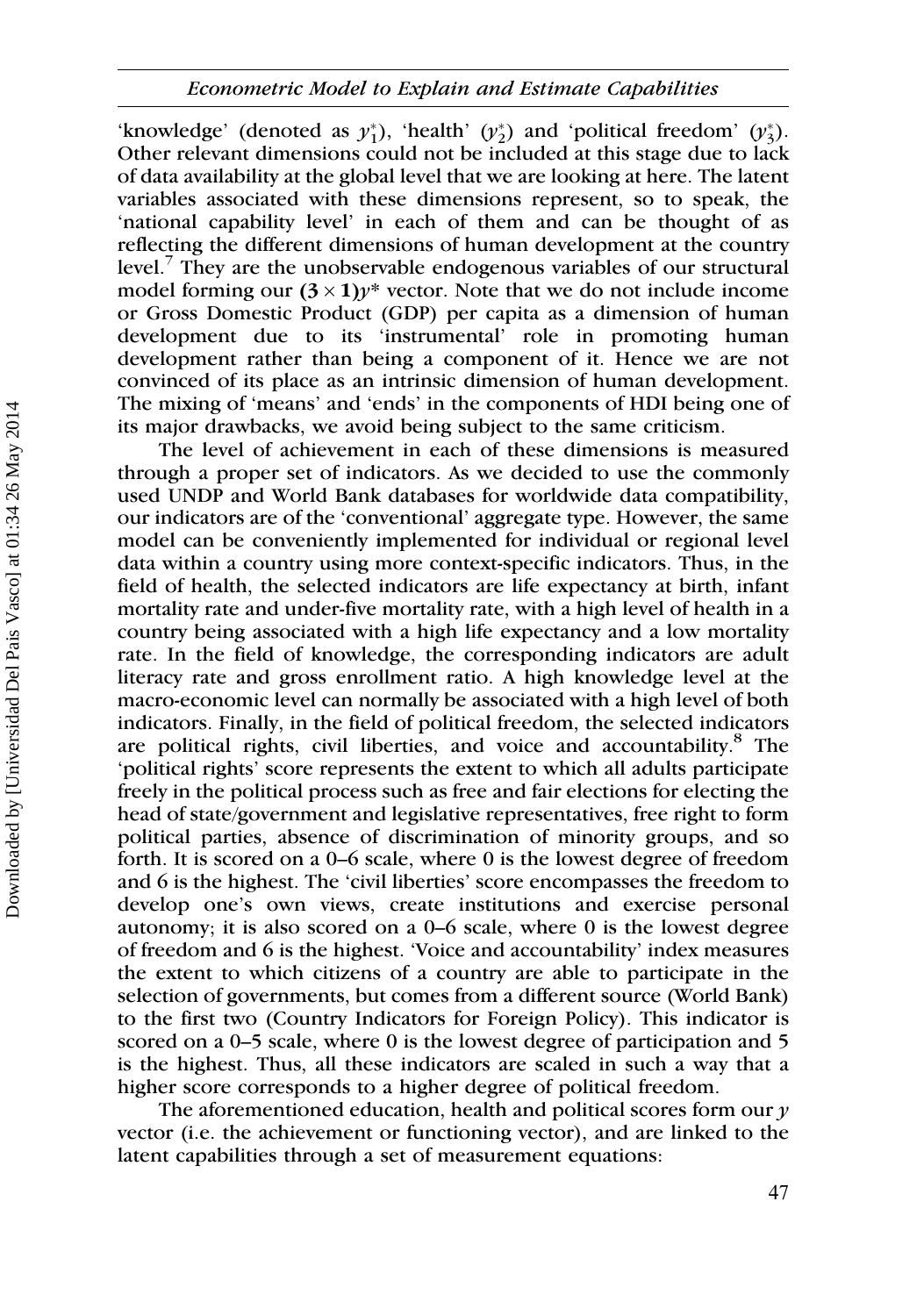'knowledge' (denoted as $y_1^*$), 'health' ($y_2^*$) and 'political freedom' ($y_3^*$). Other relevant dimensions could not be included at this stage due to lack of data availability at the global level that we are looking at here. The latent variables associated with these dimensions represent, so to speak, the 'national capability level' in each of them and can be thought of as reflecting the different dimensions of human development at the country level.[7] They are the unobservable endogenous variables of our structural model forming our $\mathbf{(3 \times 1)}y^*$ vector. Note that we do not include income or Gross Domestic Product (GDP) per capita as a dimension of human development due to its 'instrumental' role in promoting human development rather than being a component of it. Hence we are not convinced of its place as an intrinsic dimension of human development. The mixing of 'means' and 'ends' in the components of HDI being one of its major drawbacks, we avoid being subject to the same criticism.

The level of achievement in each of these dimensions is measured through a proper set of indicators. As we decided to use the commonly used UNDP and World Bank databases for worldwide data compatibility, our indicators are of the 'conventional' aggregate type. However, the same model can be conveniently implemented for individual or regional level data within a country using more context-specific indicators. Thus, in the field of health, the selected indicators are life expectancy at birth, infant mortality rate and under-five mortality rate, with a high level of health in a country being associated with a high life expectancy and a low mortality rate. In the field of knowledge, the corresponding indicators are adult literacy rate and gross enrollment ratio. A high knowledge level at the macro-economic level can normally be associated with a high level of both indicators. Finally, in the field of political freedom, the selected indicators are political rights, civil liberties, and voice and accountability.[8] The 'political rights' score represents the extent to which all adults participate freely in the political process such as free and fair elections for electing the head of state/government and legislative representatives, free right to form political parties, absence of discrimination of minority groups, and so forth. It is scored on a 0–6 scale, where 0 is the lowest degree of freedom and 6 is the highest. The 'civil liberties' score encompasses the freedom to develop one's own views, create institutions and exercise personal autonomy; it is also scored on a 0–6 scale, where 0 is the lowest degree of freedom and 6 is the highest. 'Voice and accountability' index measures the extent to which citizens of a country are able to participate in the selection of governments, but comes from a different source (World Bank) to the first two (Country Indicators for Foreign Policy). This indicator is scored on a 0–5 scale, where 0 is the lowest degree of participation and 5 is the highest. Thus, all these indicators are scaled in such a way that a higher score corresponds to a higher degree of political freedom.

The aforementioned education, health and political scores form our $y$ vector (i.e. the achievement or functioning vector), and are linked to the latent capabilities through a set of measurement equations: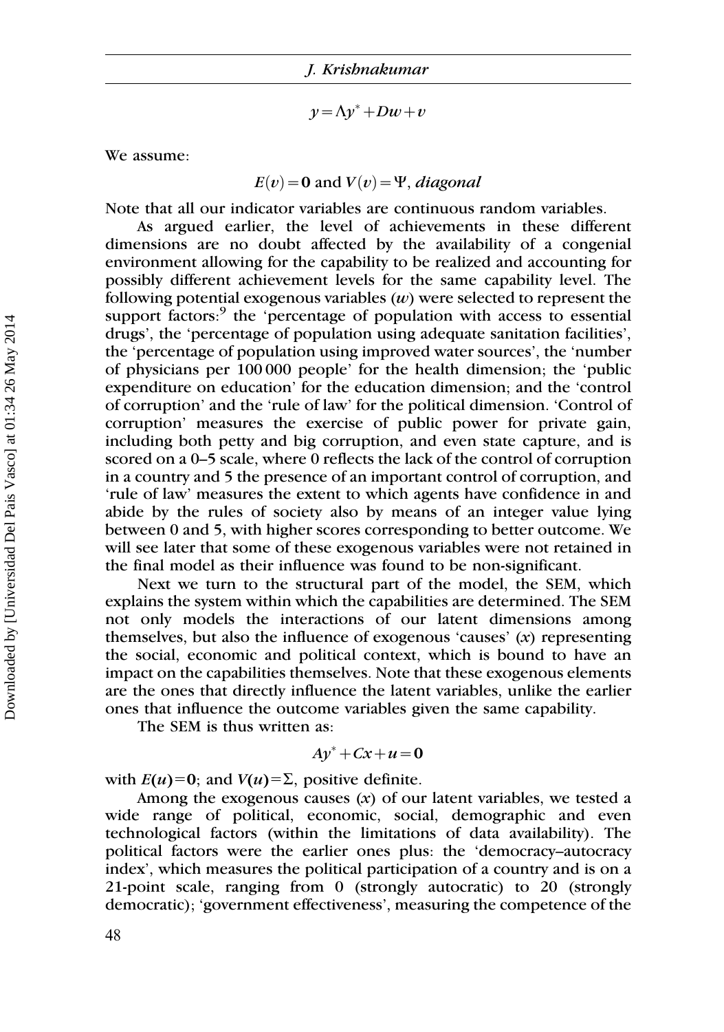$$y = \Lambda y^* + Dw + v$$

We assume:

$$E(v) = \mathbf{0} \text{ and } V(v) = \Psi, \textit{ diagonal}$$

Note that all our indicator variables are continuous random variables.

As argued earlier, the level of achievements in these different dimensions are no doubt affected by the availability of a congenial environment allowing for the capability to be realized and accounting for possibly different achievement levels for the same capability level. The following potential exogenous variables ($w$) were selected to represent the support factors:[9] the 'percentage of population with access to essential drugs', the 'percentage of population using adequate sanitation facilities', the 'percentage of population using improved water sources', the 'number of physicians per 100 000 people' for the health dimension; the 'public expenditure on education' for the education dimension; and the 'control of corruption' and the 'rule of law' for the political dimension. 'Control of corruption' measures the exercise of public power for private gain, including both petty and big corruption, and even state capture, and is scored on a 0–5 scale, where 0 reflects the lack of the control of corruption in a country and 5 the presence of an important control of corruption, and 'rule of law' measures the extent to which agents have confidence in and abide by the rules of society also by means of an integer value lying between 0 and 5, with higher scores corresponding to better outcome. We will see later that some of these exogenous variables were not retained in the final model as their influence was found to be non-significant.

Next we turn to the structural part of the model, the SEM, which explains the system within which the capabilities are determined. The SEM not only models the interactions of our latent dimensions among themselves, but also the influence of exogenous 'causes' ($x$) representing the social, economic and political context, which is bound to have an impact on the capabilities themselves. Note that these exogenous elements are the ones that directly influence the latent variables, unlike the earlier ones that influence the outcome variables given the same capability.

The SEM is thus written as:

$$Ay^* + Cx + u = \mathbf{0}$$

with $E(u) = \mathbf{0}$; and $V(u) = \Sigma$, positive definite.

Among the exogenous causes ($x$) of our latent variables, we tested a wide range of political, economic, social, demographic and even technological factors (within the limitations of data availability). The political factors were the earlier ones plus: the 'democracy–autocracy index', which measures the political participation of a country and is on a 21-point scale, ranging from 0 (strongly autocratic) to 20 (strongly democratic); 'government effectiveness', measuring the competence of the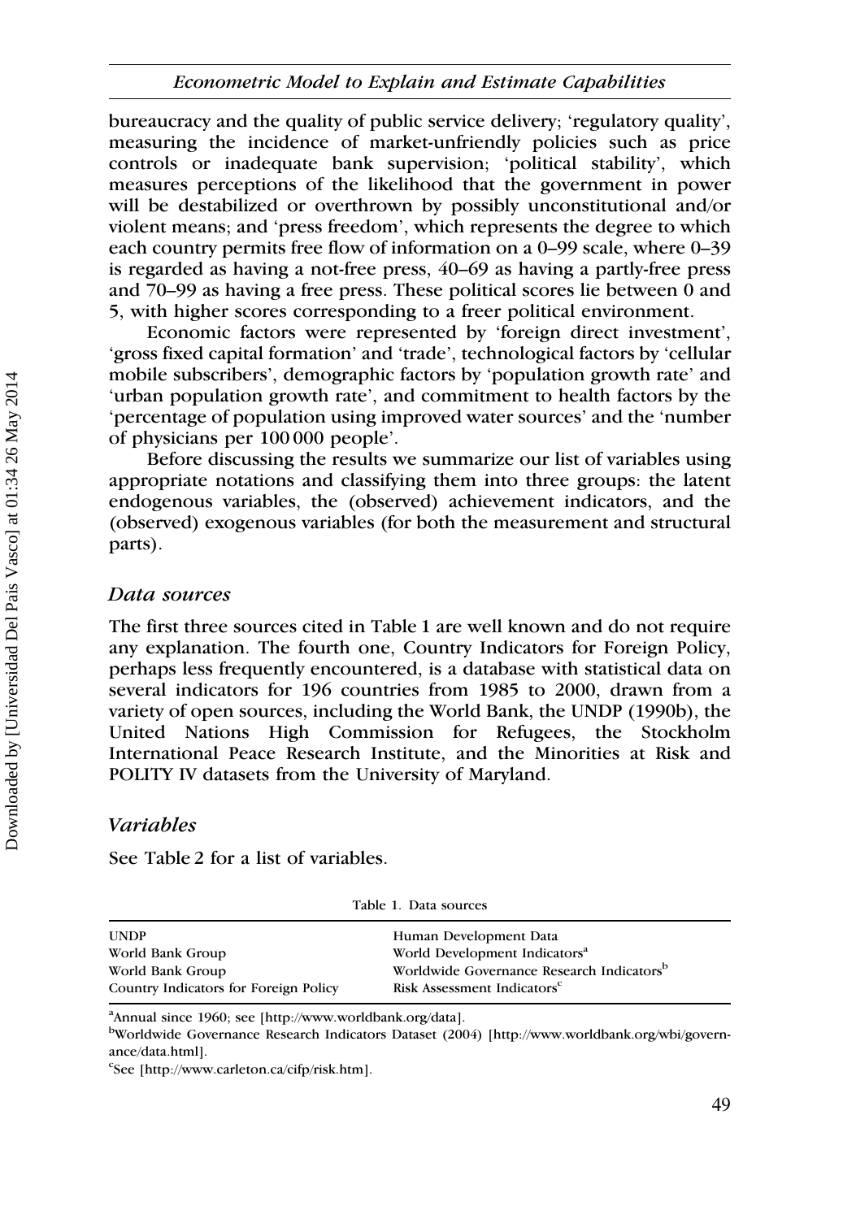bureaucracy and the quality of public service delivery; 'regulatory quality', measuring the incidence of market-unfriendly policies such as price controls or inadequate bank supervision; 'political stability', which measures perceptions of the likelihood that the government in power will be destabilized or overthrown by possibly unconstitutional and/or violent means; and 'press freedom', which represents the degree to which each country permits free flow of information on a 0–99 scale, where 0–39 is regarded as having a not-free press, 40–69 as having a partly-free press and 70–99 as having a free press. These political scores lie between 0 and 5, with higher scores corresponding to a freer political environment.

Economic factors were represented by 'foreign direct investment', 'gross fixed capital formation' and 'trade', technological factors by 'cellular mobile subscribers', demographic factors by 'population growth rate' and 'urban population growth rate', and commitment to health factors by the 'percentage of population using improved water sources' and the 'number of physicians per 100 000 people'.

Before discussing the results we summarize our list of variables using appropriate notations and classifying them into three groups: the latent endogenous variables, the (observed) achievement indicators, and the (observed) exogenous variables (for both the measurement and structural parts).

### *Data sources*

The first three sources cited in Table 1 are well known and do not require any explanation. The fourth one, Country Indicators for Foreign Policy, perhaps less frequently encountered, is a database with statistical data on several indicators for 196 countries from 1985 to 2000, drawn from a variety of open sources, including the World Bank, the UNDP (1990b), the United Nations High Commission for Refugees, the Stockholm International Peace Research Institute, and the Minorities at Risk and POLITY IV datasets from the University of Maryland.

### *Variables*

See Table 2 for a list of variables.

Table 1. Data sources

| | |
|---|---|
| UNDP | Human Development Data |
| World Bank Group | World Development Indicators[a] |
| World Bank Group | Worldwide Governance Research Indicators[b] |
| Country Indicators for Foreign Policy | Risk Assessment Indicators[c] |

[a]Annual since 1960; see [http://www.worldbank.org/data].

[b]Worldwide Governance Research Indicators Dataset (2004) [http://www.worldbank.org/wbi/governance/data.html].

[c]See [http://www.carleton.ca/cifp/risk.htm].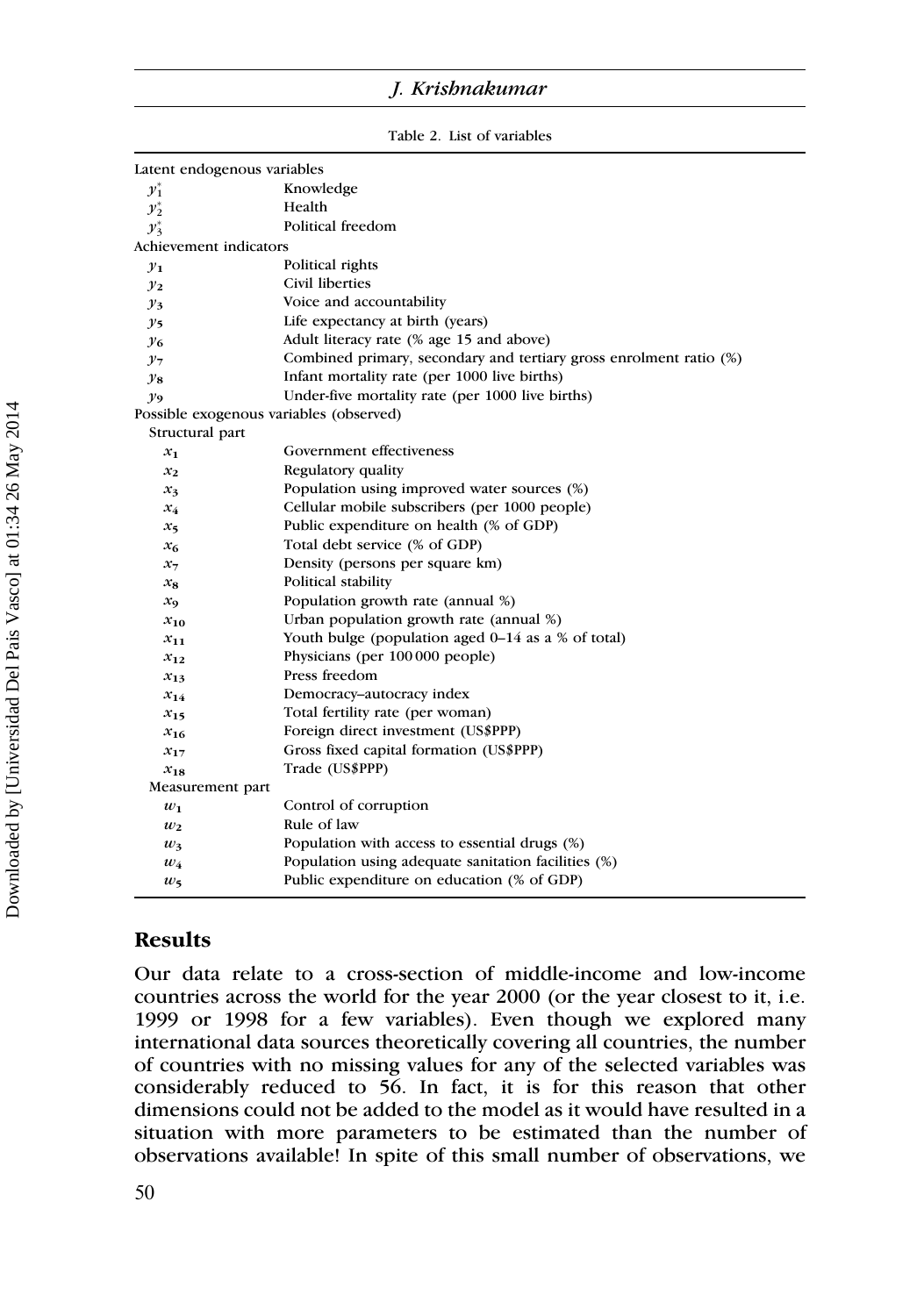Table 2. List of variables

| | |
|---|---|
| Latent endogenous variables | |
| $y_1^*$ | Knowledge |
| $y_2^*$ | Health |
| $y_3^*$ | Political freedom |
| Achievement indicators | |
| $y_1$ | Political rights |
| $y_2$ | Civil liberties |
| $y_3$ | Voice and accountability |
| $y_5$ | Life expectancy at birth (years) |
| $y_6$ | Adult literacy rate (% age 15 and above) |
| $y_7$ | Combined primary, secondary and tertiary gross enrolment ratio (%) |
| $y_8$ | Infant mortality rate (per 1000 live births) |
| $y_9$ | Under-five mortality rate (per 1000 live births) |
| Possible exogenous variables (observed) | |
| Structural part | |
| $x_1$ | Government effectiveness |
| $x_2$ | Regulatory quality |
| $x_3$ | Population using improved water sources (%) |
| $x_4$ | Cellular mobile subscribers (per 1000 people) |
| $x_5$ | Public expenditure on health (% of GDP) |
| $x_6$ | Total debt service (% of GDP) |
| $x_7$ | Density (persons per square km) |
| $x_8$ | Political stability |
| $x_9$ | Population growth rate (annual %) |
| $x_{10}$ | Urban population growth rate (annual %) |
| $x_{11}$ | Youth bulge (population aged 0–14 as a % of total) |
| $x_{12}$ | Physicians (per 100 000 people) |
| $x_{13}$ | Press freedom |
| $x_{14}$ | Democracy–autocracy index |
| $x_{15}$ | Total fertility rate (per woman) |
| $x_{16}$ | Foreign direct investment (US$PPP) |
| $x_{17}$ | Gross fixed capital formation (US$PPP) |
| $x_{18}$ | Trade (US$PPP) |
| Measurement part | |
| $w_1$ | Control of corruption |
| $w_2$ | Rule of law |
| $w_3$ | Population with access to essential drugs (%) |
| $w_4$ | Population using adequate sanitation facilities (%) |
| $w_5$ | Public expenditure on education (% of GDP) |

## Results

Our data relate to a cross-section of middle-income and low-income countries across the world for the year 2000 (or the year closest to it, i.e. 1999 or 1998 for a few variables). Even though we explored many international data sources theoretically covering all countries, the number of countries with no missing values for any of the selected variables was considerably reduced to 56. In fact, it is for this reason that other dimensions could not be added to the model as it would have resulted in a situation with more parameters to be estimated than the number of observations available! In spite of this small number of observations, we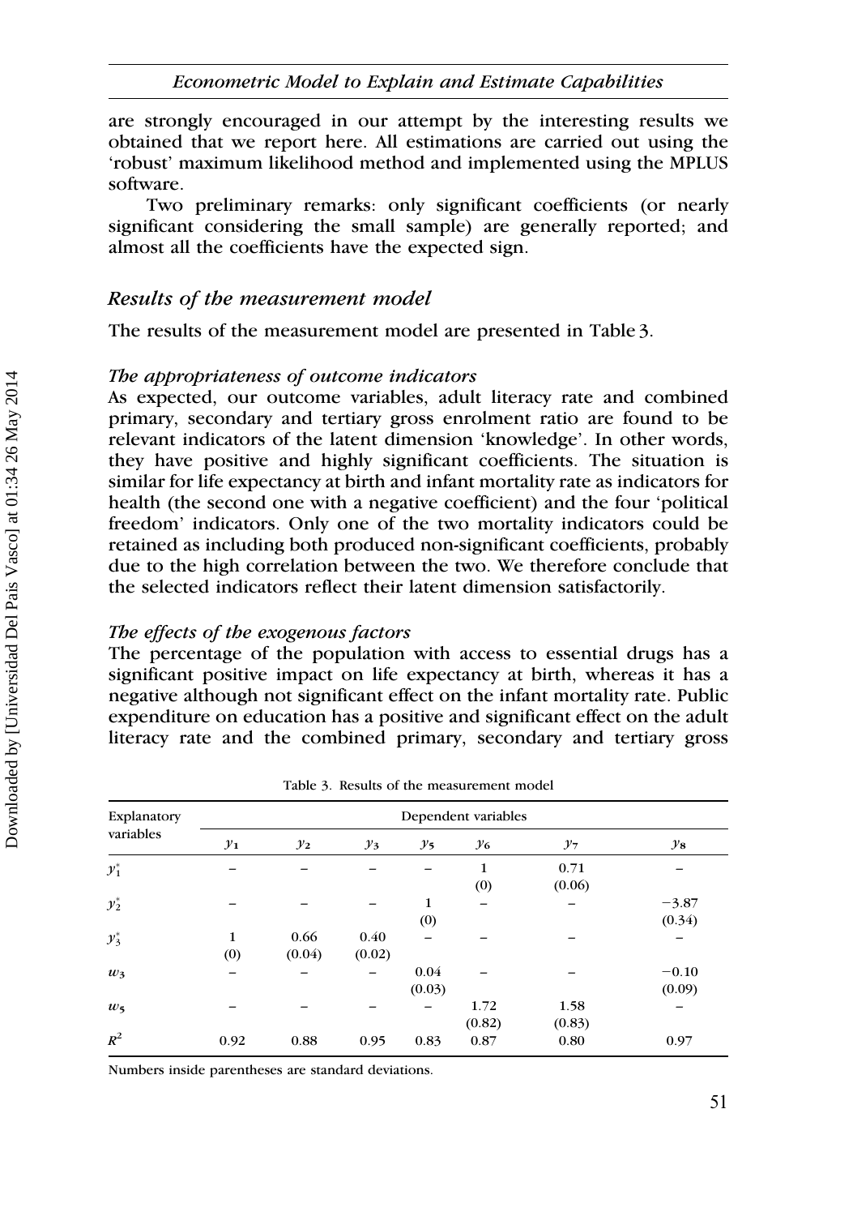are strongly encouraged in our attempt by the interesting results we obtained that we report here. All estimations are carried out using the 'robust' maximum likelihood method and implemented using the MPLUS software.

Two preliminary remarks: only significant coefficients (or nearly significant considering the small sample) are generally reported; and almost all the coefficients have the expected sign.

## *Results of the measurement model*

The results of the measurement model are presented in Table 3.

### *The appropriateness of outcome indicators*

As expected, our outcome variables, adult literacy rate and combined primary, secondary and tertiary gross enrolment ratio are found to be relevant indicators of the latent dimension 'knowledge'. In other words, they have positive and highly significant coefficients. The situation is similar for life expectancy at birth and infant mortality rate as indicators for health (the second one with a negative coefficient) and the four 'political freedom' indicators. Only one of the two mortality indicators could be retained as including both produced non-significant coefficients, probably due to the high correlation between the two. We therefore conclude that the selected indicators reflect their latent dimension satisfactorily.

### *The effects of the exogenous factors*

The percentage of the population with access to essential drugs has a significant positive impact on life expectancy at birth, whereas it has a negative although not significant effect on the infant mortality rate. Public expenditure on education has a positive and significant effect on the adult literacy rate and the combined primary, secondary and tertiary gross

Table 3. Results of the measurement model

| Explanatory variables | Dependent variables | | | | | | |
|---|---|---|---|---|---|---|---|
| | $y_1$ | $y_2$ | $y_3$ | $y_5$ | $y_6$ | $y_7$ | $y_8$ |
| $y_1^*$ | – | – | – | – | 1 (0) | 0.71 (0.06) | – |
| $y_2^*$ | – | – | – | 1 (0) | – | – | −3.87 (0.34) |
| $y_3^*$ | 1 (0) | 0.66 (0.04) | 0.40 (0.02) | – | – | – | – |
| $w_3$ | – | – | – | 0.04 (0.03) | – | – | −0.10 (0.09) |
| $w_5$ | – | – | – | – | 1.72 (0.82) | 1.58 (0.83) | – |
| $R^2$ | 0.92 | 0.88 | 0.95 | 0.83 | 0.87 | 0.80 | 0.97 |

Numbers inside parentheses are standard deviations.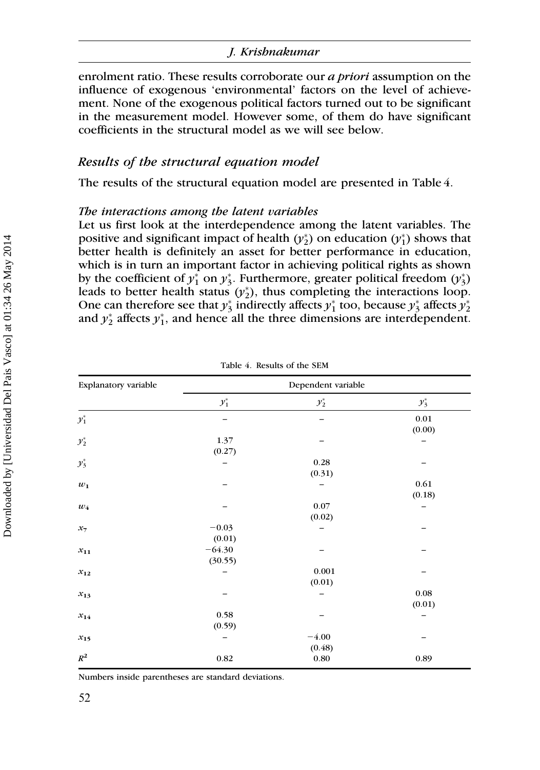enrolment ratio. These results corroborate our *a priori* assumption on the influence of exogenous 'environmental' factors on the level of achievement. None of the exogenous political factors turned out to be significant in the measurement model. However some, of them do have significant coefficients in the structural model as we will see below.

### *Results of the structural equation model*

The results of the structural equation model are presented in Table 4.

#### *The interactions among the latent variables*

Let us first look at the interdependence among the latent variables. The positive and significant impact of health ($y_2^*$) on education ($y_1^*$) shows that better health is definitely an asset for better performance in education, which is in turn an important factor in achieving political rights as shown by the coefficient of $y_1^*$ on $y_3^*$. Furthermore, greater political freedom ($y_3^*$) leads to better health status ($y_2^*$), thus completing the interactions loop. One can therefore see that $y_3^*$ indirectly affects $y_1^*$ too, because $y_3^*$ affects $y_2^*$ and $y_2^*$ affects $y_1^*$, and hence all the three dimensions are interdependent.

Table 4. Results of the SEM

| Explanatory variable | Dependent variable | | |
|---|---|---|---|
| | $y_1^*$ | $y_2^*$ | $y_3^*$ |
| $y_1^*$ | – | – | 0.01 (0.00) |
| $y_2^*$ | 1.37 (0.27) | – | – |
| $y_3^*$ | – | 0.28 (0.31) | – |
| $w_1$ | – | – | 0.61 (0.18) |
| $w_4$ | – | 0.07 (0.02) | – |
| $x_7$ | −0.03 (0.01) | – | – |
| $x_{11}$ | −64.30 (30.55) | – | – |
| $x_{12}$ | – | 0.001 (0.01) | – |
| $x_{13}$ | – | – | 0.08 (0.01) |
| $x_{14}$ | 0.58 (0.59) | – | – |
| $x_{15}$ | – | −4.00 (0.48) | – |
| $R^2$ | 0.82 | 0.80 | 0.89 |

Numbers inside parentheses are standard deviations.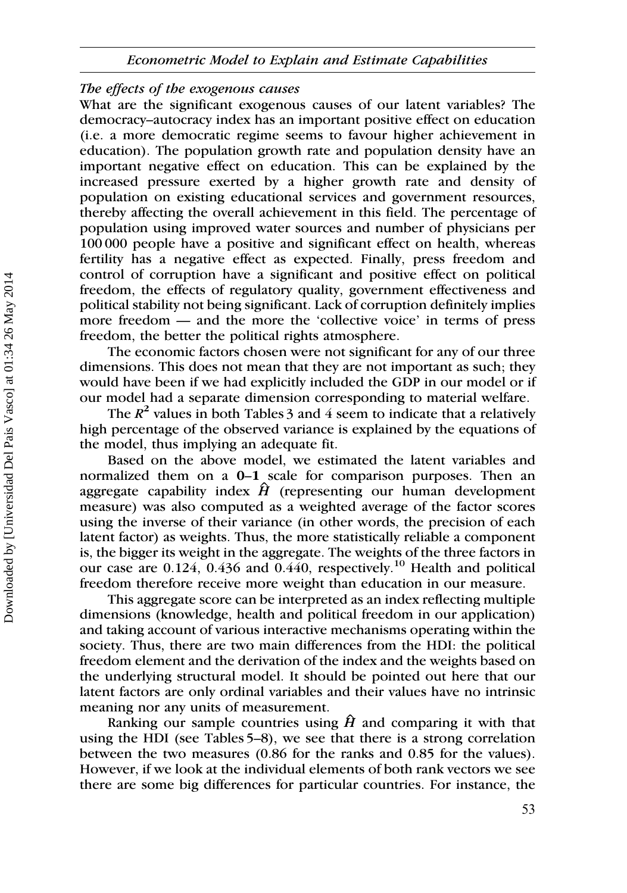*The effects of the exogenous causes*

What are the significant exogenous causes of our latent variables? The democracy–autocracy index has an important positive effect on education (i.e. a more democratic regime seems to favour higher achievement in education). The population growth rate and population density have an important negative effect on education. This can be explained by the increased pressure exerted by a higher growth rate and density of population on existing educational services and government resources, thereby affecting the overall achievement in this field. The percentage of population using improved water sources and number of physicians per 100 000 people have a positive and significant effect on health, whereas fertility has a negative effect as expected. Finally, press freedom and control of corruption have a significant and positive effect on political freedom, the effects of regulatory quality, government effectiveness and political stability not being significant. Lack of corruption definitely implies more freedom — and the more the 'collective voice' in terms of press freedom, the better the political rights atmosphere.

The economic factors chosen were not significant for any of our three dimensions. This does not mean that they are not important as such; they would have been if we had explicitly included the GDP in our model or if our model had a separate dimension corresponding to material welfare.

The $R^2$ values in both Tables 3 and 4 seem to indicate that a relatively high percentage of the observed variance is explained by the equations of the model, thus implying an adequate fit.

Based on the above model, we estimated the latent variables and normalized them on a **0–1** scale for comparison purposes. Then an aggregate capability index $\hat{H}$ (representing our human development measure) was also computed as a weighted average of the factor scores using the inverse of their variance (in other words, the precision of each latent factor) as weights. Thus, the more statistically reliable a component is, the bigger its weight in the aggregate. The weights of the three factors in our case are 0.124, 0.436 and 0.440, respectively.[10] Health and political freedom therefore receive more weight than education in our measure.

This aggregate score can be interpreted as an index reflecting multiple dimensions (knowledge, health and political freedom in our application) and taking account of various interactive mechanisms operating within the society. Thus, there are two main differences from the HDI: the political freedom element and the derivation of the index and the weights based on the underlying structural model. It should be pointed out here that our latent factors are only ordinal variables and their values have no intrinsic meaning nor any units of measurement.

Ranking our sample countries using $\hat{H}$ and comparing it with that using the HDI (see Tables 5–8), we see that there is a strong correlation between the two measures (0.86 for the ranks and 0.85 for the values). However, if we look at the individual elements of both rank vectors we see there are some big differences for particular countries. For instance, the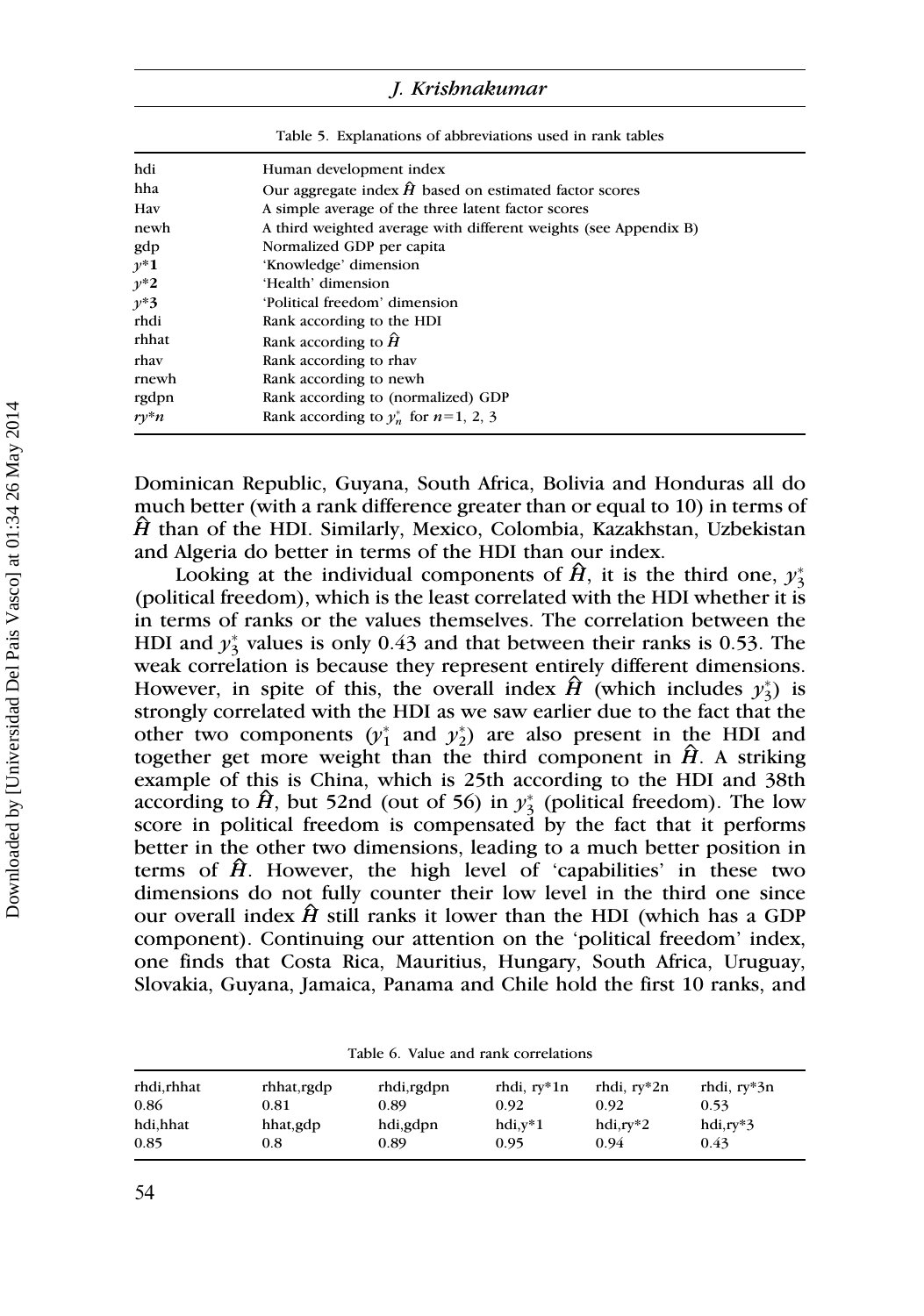Table 5. Explanations of abbreviations used in rank tables

| | |
|---|---|
| hdi | Human development index |
| hha | Our aggregate index $\hat{H}$ based on estimated factor scores |
| Hav | A simple average of the three latent factor scores |
| newh | A third weighted average with different weights (see Appendix B) |
| gdp | Normalized GDP per capita |
| $y$*1 | 'Knowledge' dimension |
| $y$*2 | 'Health' dimension |
| $y$*3 | 'Political freedom' dimension |
| rhdi | Rank according to the HDI |
| rhhat | Rank according to $\hat{H}$ |
| rhav | Rank according to rhav |
| rnewh | Rank according to newh |
| rgdpn | Rank according to (normalized) GDP |
| $ry$*$n$ | Rank according to $y_n^*$ for $n$=1, 2, 3 |

Dominican Republic, Guyana, South Africa, Bolivia and Honduras all do much better (with a rank difference greater than or equal to 10) in terms of $\hat{H}$ than of the HDI. Similarly, Mexico, Colombia, Kazakhstan, Uzbekistan and Algeria do better in terms of the HDI than our index.

Looking at the individual components of $\hat{H}$, it is the third one, $y_3^*$ (political freedom), which is the least correlated with the HDI whether it is in terms of ranks or the values themselves. The correlation between the HDI and $y_3^*$ values is only 0.43 and that between their ranks is 0.53. The weak correlation is because they represent entirely different dimensions. However, in spite of this, the overall index $\hat{H}$ (which includes $y_3^*$) is strongly correlated with the HDI as we saw earlier due to the fact that the other two components ($y_1^*$ and $y_2^*$) are also present in the HDI and together get more weight than the third component in $\hat{H}$. A striking example of this is China, which is 25th according to the HDI and 38th according to $\hat{H}$, but 52nd (out of 56) in $y_3^*$ (political freedom). The low score in political freedom is compensated by the fact that it performs better in the other two dimensions, leading to a much better position in terms of $\hat{H}$. However, the high level of 'capabilities' in these two dimensions do not fully counter their low level in the third one since our overall index $\hat{H}$ still ranks it lower than the HDI (which has a GDP component). Continuing our attention on the 'political freedom' index, one finds that Costa Rica, Mauritius, Hungary, South Africa, Uruguay, Slovakia, Guyana, Jamaica, Panama and Chile hold the first 10 ranks, and

Table 6. Value and rank correlations

| rhdi,rhhat | rhhat,rgdp | rhdi,rgdpn | rhdi, ry*1n | rhdi, ry*2n | rhdi, ry*3n |
|---|---|---|---|---|---|
| 0.86 | 0.81 | 0.89 | 0.92 | 0.92 | 0.53 |
| hdi,hhat | hhat,gdp | hdi,gdpn | hdi,y*1 | hdi,ry*2 | hdi,ry*3 |
| 0.85 | 0.8 | 0.89 | 0.95 | 0.94 | 0.43 |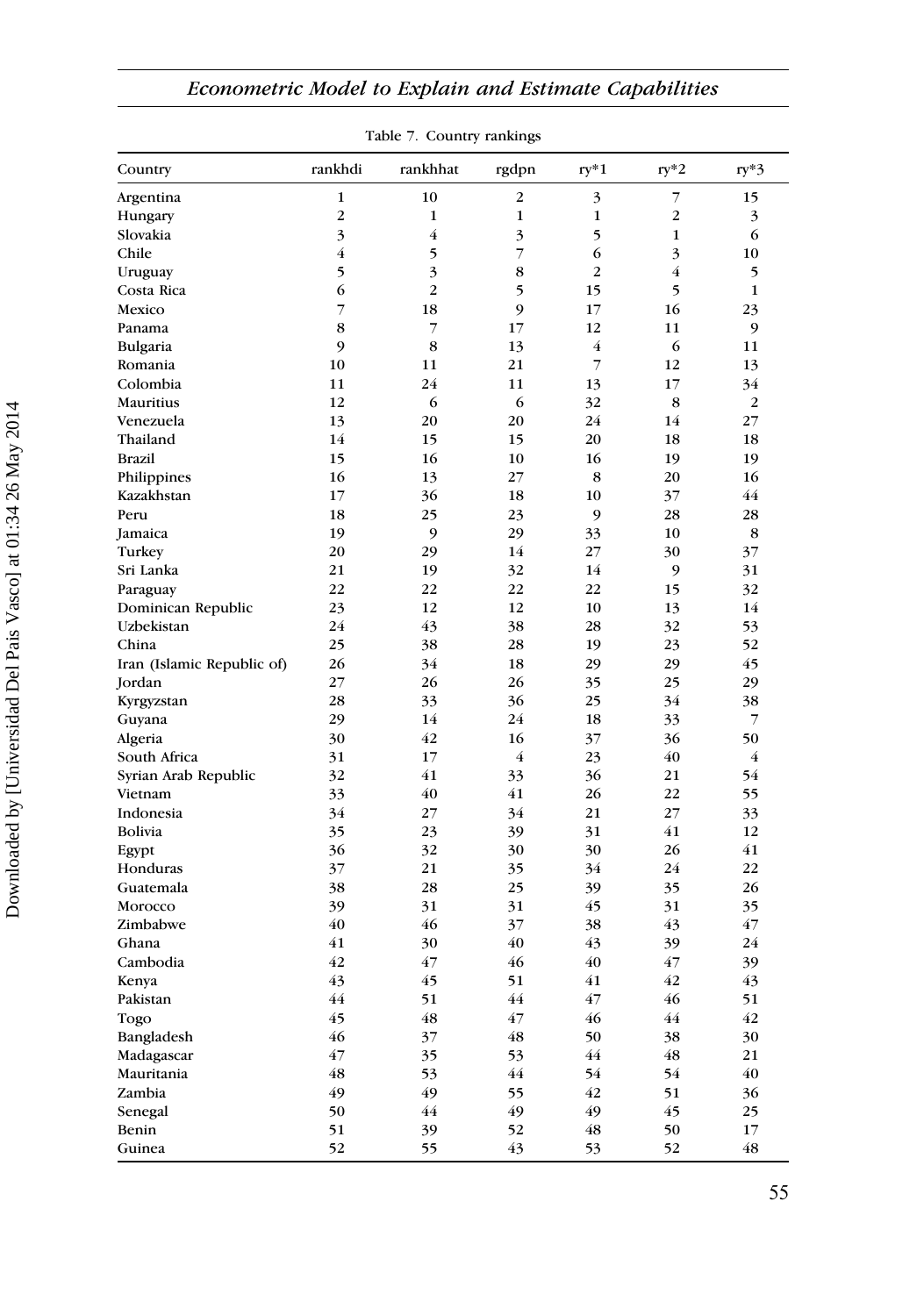Table 7. Country rankings

| Country | rankhdi | rankhhat | rgdpn | ry*1 | ry*2 | ry*3 |
|---|---|---|---|---|---|---|
| Argentina | 1 | 10 | 2 | 3 | 7 | 15 |
| Hungary | 2 | 1 | 1 | 1 | 2 | 3 |
| Slovakia | 3 | 4 | 3 | 5 | 1 | 6 |
| Chile | 4 | 5 | 7 | 6 | 3 | 10 |
| Uruguay | 5 | 3 | 8 | 2 | 4 | 5 |
| Costa Rica | 6 | 2 | 5 | 15 | 5 | 1 |
| Mexico | 7 | 18 | 9 | 17 | 16 | 23 |
| Panama | 8 | 7 | 17 | 12 | 11 | 9 |
| Bulgaria | 9 | 8 | 13 | 4 | 6 | 11 |
| Romania | 10 | 11 | 21 | 7 | 12 | 13 |
| Colombia | 11 | 24 | 11 | 13 | 17 | 34 |
| Mauritius | 12 | 6 | 6 | 32 | 8 | 2 |
| Venezuela | 13 | 20 | 20 | 24 | 14 | 27 |
| Thailand | 14 | 15 | 15 | 20 | 18 | 18 |
| Brazil | 15 | 16 | 10 | 16 | 19 | 19 |
| Philippines | 16 | 13 | 27 | 8 | 20 | 16 |
| Kazakhstan | 17 | 36 | 18 | 10 | 37 | 44 |
| Peru | 18 | 25 | 23 | 9 | 28 | 28 |
| Jamaica | 19 | 9 | 29 | 33 | 10 | 8 |
| Turkey | 20 | 29 | 14 | 27 | 30 | 37 |
| Sri Lanka | 21 | 19 | 32 | 14 | 9 | 31 |
| Paraguay | 22 | 22 | 22 | 22 | 15 | 32 |
| Dominican Republic | 23 | 12 | 12 | 10 | 13 | 14 |
| Uzbekistan | 24 | 43 | 38 | 28 | 32 | 53 |
| China | 25 | 38 | 28 | 19 | 23 | 52 |
| Iran (Islamic Republic of) | 26 | 34 | 18 | 29 | 29 | 45 |
| Jordan | 27 | 26 | 26 | 35 | 25 | 29 |
| Kyrgyzstan | 28 | 33 | 36 | 25 | 34 | 38 |
| Guyana | 29 | 14 | 24 | 18 | 33 | 7 |
| Algeria | 30 | 42 | 16 | 37 | 36 | 50 |
| South Africa | 31 | 17 | 4 | 23 | 40 | 4 |
| Syrian Arab Republic | 32 | 41 | 33 | 36 | 21 | 54 |
| Vietnam | 33 | 40 | 41 | 26 | 22 | 55 |
| Indonesia | 34 | 27 | 34 | 21 | 27 | 33 |
| Bolivia | 35 | 23 | 39 | 31 | 41 | 12 |
| Egypt | 36 | 32 | 30 | 30 | 26 | 41 |
| Honduras | 37 | 21 | 35 | 34 | 24 | 22 |
| Guatemala | 38 | 28 | 25 | 39 | 35 | 26 |
| Morocco | 39 | 31 | 31 | 45 | 31 | 35 |
| Zimbabwe | 40 | 46 | 37 | 38 | 43 | 47 |
| Ghana | 41 | 30 | 40 | 43 | 39 | 24 |
| Cambodia | 42 | 47 | 46 | 40 | 47 | 39 |
| Kenya | 43 | 45 | 51 | 41 | 42 | 43 |
| Pakistan | 44 | 51 | 44 | 47 | 46 | 51 |
| Togo | 45 | 48 | 47 | 46 | 44 | 42 |
| Bangladesh | 46 | 37 | 48 | 50 | 38 | 30 |
| Madagascar | 47 | 35 | 53 | 44 | 48 | 21 |
| Mauritania | 48 | 53 | 44 | 54 | 54 | 40 |
| Zambia | 49 | 49 | 55 | 42 | 51 | 36 |
| Senegal | 50 | 44 | 49 | 49 | 45 | 25 |
| Benin | 51 | 39 | 52 | 48 | 50 | 17 |
| Guinea | 52 | 55 | 43 | 53 | 52 | 48 |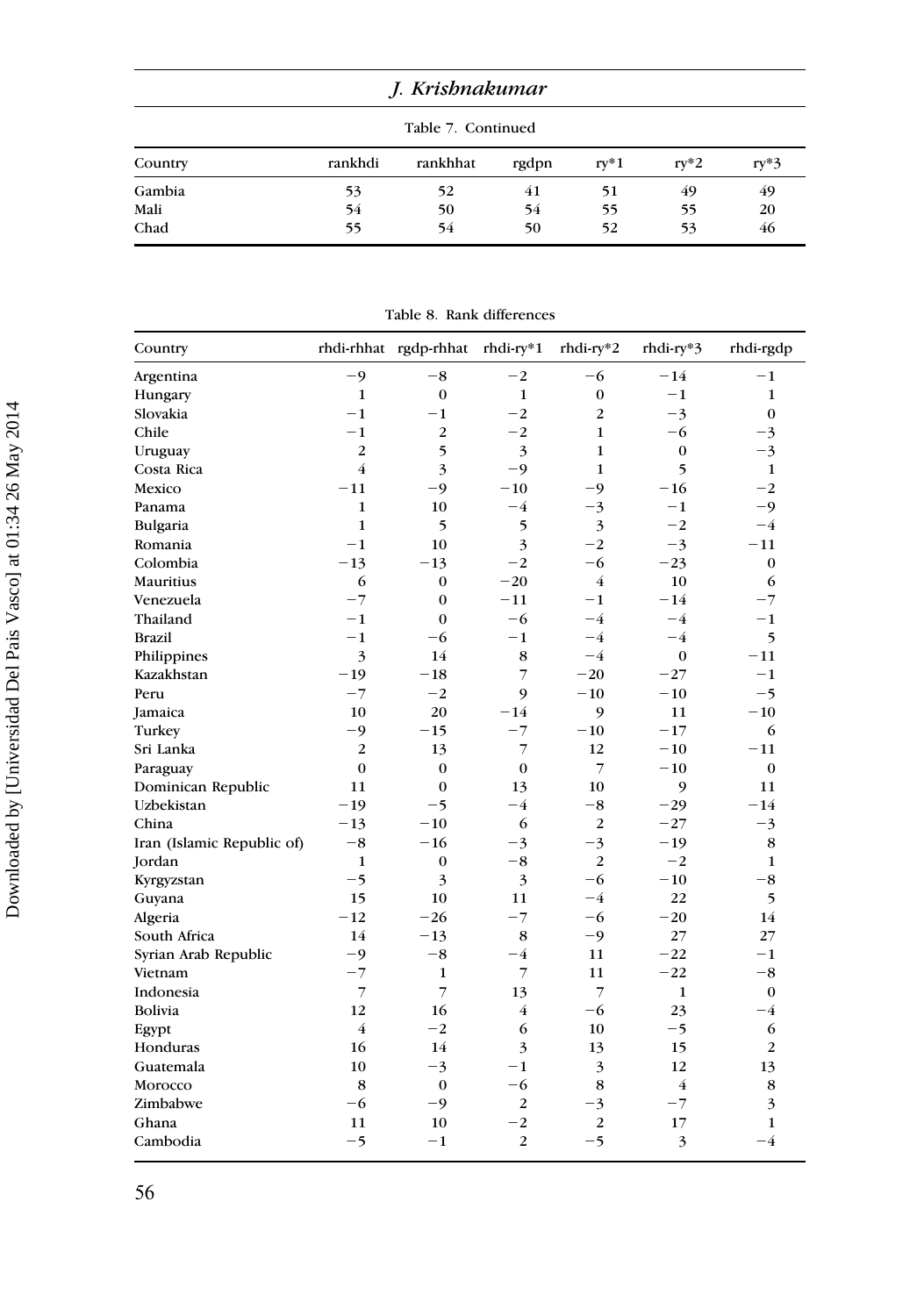Table 7. Continued

| Country | rankhdi | rankhhat | rgdpn | ry*1 | ry*2 | ry*3 |
|---|---|---|---|---|---|---|
| Gambia | 53 | 52 | 41 | 51 | 49 | 49 |
| Mali | 54 | 50 | 54 | 55 | 55 | 20 |
| Chad | 55 | 54 | 50 | 52 | 53 | 46 |

Table 8. Rank differences

| Country | rhdi-rhhat | rgdp-rhhat | rhdi-ry*1 | rhdi-ry*2 | rhdi-ry*3 | rhdi-rgdp |
|---|---|---|---|---|---|---|
| Argentina | −9 | −8 | −2 | −6 | −14 | −1 |
| Hungary | 1 | 0 | 1 | 0 | −1 | 1 |
| Slovakia | −1 | −1 | −2 | 2 | −3 | 0 |
| Chile | −1 | 2 | −2 | 1 | −6 | −3 |
| Uruguay | 2 | 5 | 3 | 1 | 0 | −3 |
| Costa Rica | 4 | 3 | −9 | 1 | 5 | 1 |
| Mexico | −11 | −9 | −10 | −9 | −16 | −2 |
| Panama | 1 | 10 | −4 | −3 | −1 | −9 |
| Bulgaria | 1 | 5 | 5 | 3 | −2 | −4 |
| Romania | −1 | 10 | 3 | −2 | −3 | −11 |
| Colombia | −13 | −13 | −2 | −6 | −23 | 0 |
| Mauritius | 6 | 0 | −20 | 4 | 10 | 6 |
| Venezuela | −7 | 0 | −11 | −1 | −14 | −7 |
| Thailand | −1 | 0 | −6 | −4 | −4 | −1 |
| Brazil | −1 | −6 | −1 | −4 | −4 | 5 |
| Philippines | 3 | 14 | 8 | −4 | 0 | −11 |
| Kazakhstan | −19 | −18 | 7 | −20 | −27 | −1 |
| Peru | −7 | −2 | 9 | −10 | −10 | −5 |
| Jamaica | 10 | 20 | −14 | 9 | 11 | −10 |
| Turkey | −9 | −15 | −7 | −10 | −17 | 6 |
| Sri Lanka | 2 | 13 | 7 | 12 | −10 | −11 |
| Paraguay | 0 | 0 | 0 | 7 | −10 | 0 |
| Dominican Republic | 11 | 0 | 13 | 10 | 9 | 11 |
| Uzbekistan | −19 | −5 | −4 | −8 | −29 | −14 |
| China | −13 | −10 | 6 | 2 | −27 | −3 |
| Iran (Islamic Republic of) | −8 | −16 | −3 | −3 | −19 | 8 |
| Jordan | 1 | 0 | −8 | 2 | −2 | 1 |
| Kyrgyzstan | −5 | 3 | 3 | −6 | −10 | −8 |
| Guyana | 15 | 10 | 11 | −4 | 22 | 5 |
| Algeria | −12 | −26 | −7 | −6 | −20 | 14 |
| South Africa | 14 | −13 | 8 | −9 | 27 | 27 |
| Syrian Arab Republic | −9 | −8 | −4 | 11 | −22 | −1 |
| Vietnam | −7 | 1 | 7 | 11 | −22 | −8 |
| Indonesia | 7 | 7 | 13 | 7 | 1 | 0 |
| Bolivia | 12 | 16 | 4 | −6 | 23 | −4 |
| Egypt | 4 | −2 | 6 | 10 | −5 | 6 |
| Honduras | 16 | 14 | 3 | 13 | 15 | 2 |
| Guatemala | 10 | −3 | −1 | 3 | 12 | 13 |
| Morocco | 8 | 0 | −6 | 8 | 4 | 8 |
| Zimbabwe | −6 | −9 | 2 | −3 | −7 | 3 |
| Ghana | 11 | 10 | −2 | 2 | 17 | 1 |
| Cambodia | −5 | −1 | 2 | −5 | 3 | −4 |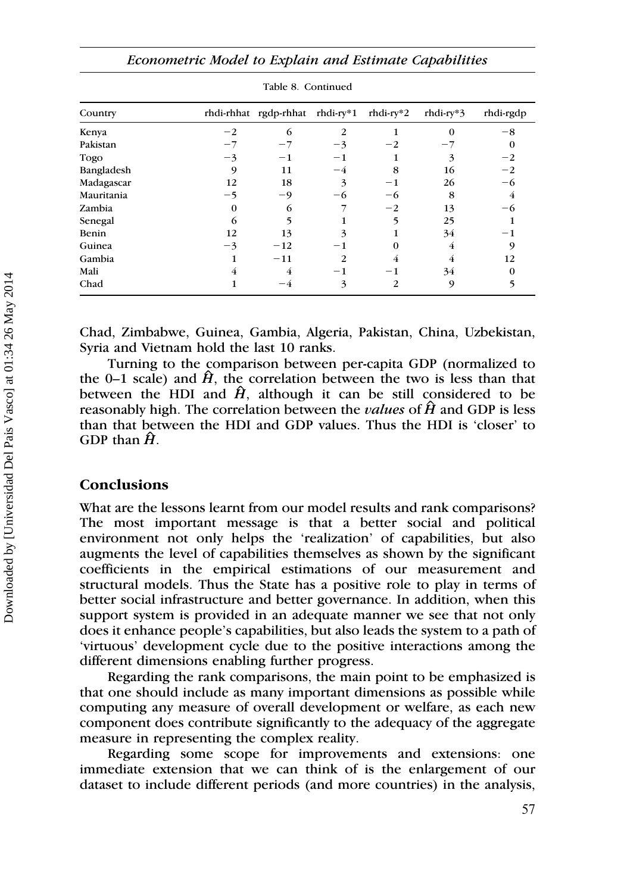Table 8. Continued

| Country | rhdi-rhhat | rgdp-rhhat | rhdi-ry*1 | rhdi-ry*2 | rhdi-ry*3 | rhdi-rgdp |
|---|---|---|---|---|---|---|
| Kenya | −2 | 6 | 2 | 1 | 0 | −8 |
| Pakistan | −7 | −7 | −3 | −2 | −7 | 0 |
| Togo | −3 | −1 | −1 | 1 | 3 | −2 |
| Bangladesh | 9 | 11 | −4 | 8 | 16 | −2 |
| Madagascar | 12 | 18 | 3 | −1 | 26 | −6 |
| Mauritania | −5 | −9 | −6 | −6 | 8 | 4 |
| Zambia | 0 | 6 | 7 | −2 | 13 | −6 |
| Senegal | 6 | 5 | 1 | 5 | 25 | 1 |
| Benin | 12 | 13 | 3 | 1 | 34 | −1 |
| Guinea | −3 | −12 | −1 | 0 | 4 | 9 |
| Gambia | 1 | −11 | 2 | 4 | 4 | 12 |
| Mali | 4 | 4 | −1 | −1 | 34 | 0 |
| Chad | 1 | −4 | 3 | 2 | 9 | 5 |

Chad, Zimbabwe, Guinea, Gambia, Algeria, Pakistan, China, Uzbekistan, Syria and Vietnam hold the last 10 ranks.

Turning to the comparison between per-capita GDP (normalized to the 0–1 scale) and $\hat{H}$, the correlation between the two is less than that between the HDI and $\hat{H}$, although it can be still considered to be reasonably high. The correlation between the *values* of $\hat{H}$ and GDP is less than that between the HDI and GDP values. Thus the HDI is 'closer' to GDP than $\hat{H}$.

## Conclusions

What are the lessons learnt from our model results and rank comparisons? The most important message is that a better social and political environment not only helps the 'realization' of capabilities, but also augments the level of capabilities themselves as shown by the significant coefficients in the empirical estimations of our measurement and structural models. Thus the State has a positive role to play in terms of better social infrastructure and better governance. In addition, when this support system is provided in an adequate manner we see that not only does it enhance people's capabilities, but also leads the system to a path of 'virtuous' development cycle due to the positive interactions among the different dimensions enabling further progress.

Regarding the rank comparisons, the main point to be emphasized is that one should include as many important dimensions as possible while computing any measure of overall development or welfare, as each new component does contribute significantly to the adequacy of the aggregate measure in representing the complex reality.

Regarding some scope for improvements and extensions: one immediate extension that we can think of is the enlargement of our dataset to include different periods (and more countries) in the analysis,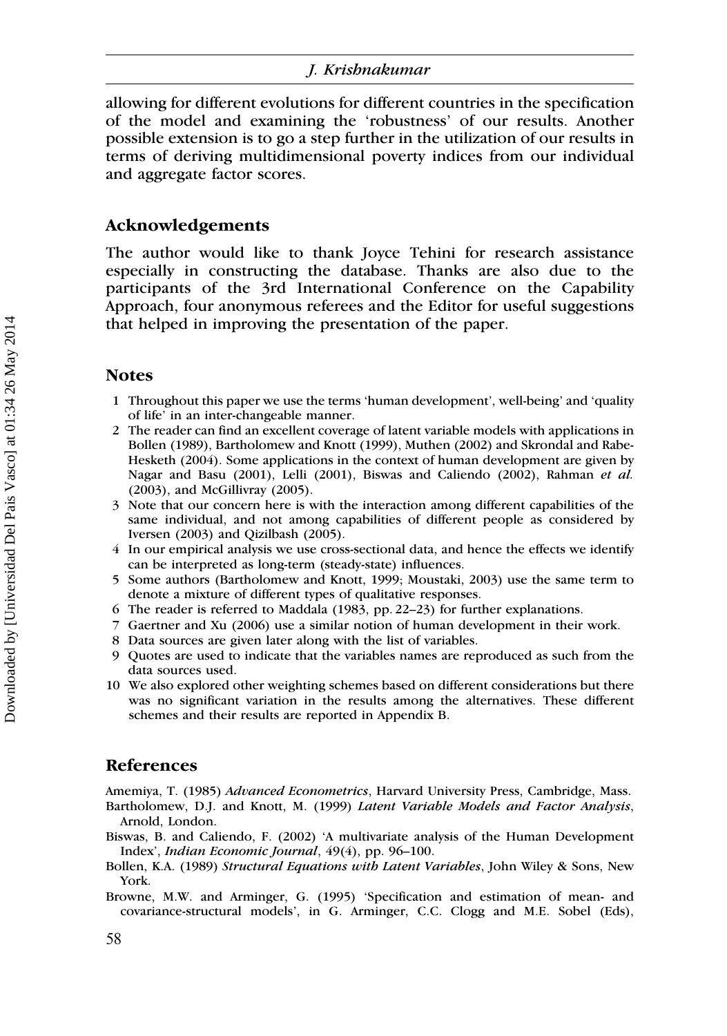allowing for different evolutions for different countries in the specification of the model and examining the 'robustness' of our results. Another possible extension is to go a step further in the utilization of our results in terms of deriving multidimensional poverty indices from our individual and aggregate factor scores.

## Acknowledgements

The author would like to thank Joyce Tehini for research assistance especially in constructing the database. Thanks are also due to the participants of the 3rd International Conference on the Capability Approach, four anonymous referees and the Editor for useful suggestions that helped in improving the presentation of the paper.

## Notes

1. Throughout this paper we use the terms 'human development', well-being' and 'quality of life' in an inter-changeable manner.
2. The reader can find an excellent coverage of latent variable models with applications in Bollen (1989), Bartholomew and Knott (1999), Muthen (2002) and Skrondal and Rabe-Hesketh (2004). Some applications in the context of human development are given by Nagar and Basu (2001), Lelli (2001), Biswas and Caliendo (2002), Rahman *et al.* (2003), and McGillivray (2005).
3. Note that our concern here is with the interaction among different capabilities of the same individual, and not among capabilities of different people as considered by Iversen (2003) and Qizilbash (2005).
4. In our empirical analysis we use cross-sectional data, and hence the effects we identify can be interpreted as long-term (steady-state) influences.
5. Some authors (Bartholomew and Knott, 1999; Moustaki, 2003) use the same term to denote a mixture of different types of qualitative responses.
6. The reader is referred to Maddala (1983, pp. 22–23) for further explanations.
7. Gaertner and Xu (2006) use a similar notion of human development in their work.
8. Data sources are given later along with the list of variables.
9. Quotes are used to indicate that the variables names are reproduced as such from the data sources used.
10. We also explored other weighting schemes based on different considerations but there was no significant variation in the results among the alternatives. These different schemes and their results are reported in Appendix B.

## References

Amemiya, T. (1985) *Advanced Econometrics*, Harvard University Press, Cambridge, Mass.

Bartholomew, D.J. and Knott, M. (1999) *Latent Variable Models and Factor Analysis*, Arnold, London.

Biswas, B. and Caliendo, F. (2002) 'A multivariate analysis of the Human Development Index', *Indian Economic Journal*, 49(4), pp. 96–100.

Bollen, K.A. (1989) *Structural Equations with Latent Variables*, John Wiley & Sons, New York.

Browne, M.W. and Arminger, G. (1995) 'Specification and estimation of mean- and covariance-structural models', in G. Arminger, C.C. Clogg and M.E. Sobel (Eds),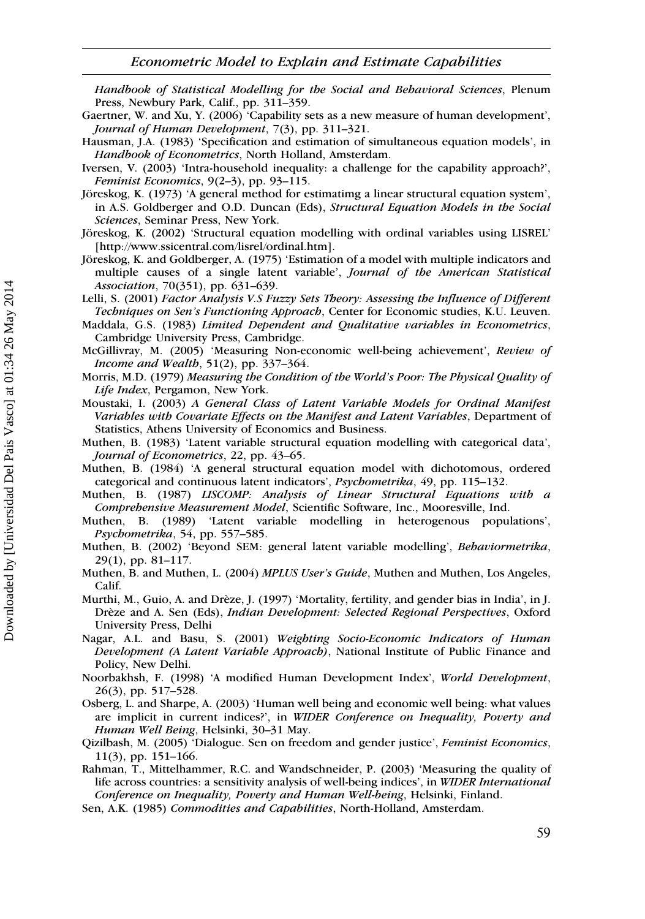*Handbook of Statistical Modelling for the Social and Behavioral Sciences*, Plenum Press, Newbury Park, Calif., pp. 311–359.

Gaertner, W. and Xu, Y. (2006) 'Capability sets as a new measure of human development', *Journal of Human Development*, 7(3), pp. 311–321.

Hausman, J.A. (1983) 'Specification and estimation of simultaneous equation models', in *Handbook of Econometrics*, North Holland, Amsterdam.

Iversen, V. (2003) 'Intra-household inequality: a challenge for the capability approach?', *Feminist Economics*, 9(2–3), pp. 93–115.

Jöreskog, K. (1973) 'A general method for estimatimg a linear structural equation system', in A.S. Goldberger and O.D. Duncan (Eds), *Structural Equation Models in the Social Sciences*, Seminar Press, New York.

Jöreskog, K. (2002) 'Structural equation modelling with ordinal variables using LISREL' [http://www.ssicentral.com/lisrel/ordinal.htm].

Jöreskog, K. and Goldberger, A. (1975) 'Estimation of a model with multiple indicators and multiple causes of a single latent variable', *Journal of the American Statistical Association*, 70(351), pp. 631–639.

Lelli, S. (2001) *Factor Analysis V.S Fuzzy Sets Theory: Assessing the Influence of Different Techniques on Sen's Functioning Approach*, Center for Economic studies, K.U. Leuven.

Maddala, G.S. (1983) *Limited Dependent and Qualitative variables in Econometrics*, Cambridge University Press, Cambridge.

McGillivray, M. (2005) 'Measuring Non-economic well-being achievement', *Review of Income and Wealth*, 51(2), pp. 337–364.

Morris, M.D. (1979) *Measuring the Condition of the World's Poor: The Physical Quality of Life Index*, Pergamon, New York.

Moustaki, I. (2003) *A General Class of Latent Variable Models for Ordinal Manifest Variables with Covariate Effects on the Manifest and Latent Variables*, Department of Statistics, Athens University of Economics and Business.

Muthen, B. (1983) 'Latent variable structural equation modelling with categorical data', *Journal of Econometrics*, 22, pp. 43–65.

Muthen, B. (1984) 'A general structural equation model with dichotomous, ordered categorical and continuous latent indicators', *Psychometrika*, 49, pp. 115–132.

Muthen, B. (1987) *LISCOMP: Analysis of Linear Structural Equations with a Comprehensive Measurement Model*, Scientific Software, Inc., Mooresville, Ind.

Muthen, B. (1989) 'Latent variable modelling in heterogenous populations', *Psychometrika*, 54, pp. 557–585.

Muthen, B. (2002) 'Beyond SEM: general latent variable modelling', *Behaviormetrika*, 29(1), pp. 81–117.

Muthen, B. and Muthen, L. (2004) *MPLUS User's Guide*, Muthen and Muthen, Los Angeles, Calif.

Murthi, M., Guio, A. and Drèze, J. (1997) 'Mortality, fertility, and gender bias in India', in J. Drèze and A. Sen (Eds), *Indian Development: Selected Regional Perspectives*, Oxford University Press, Delhi

Nagar, A.L. and Basu, S. (2001) *Weighting Socio-Economic Indicators of Human Development (A Latent Variable Approach)*, National Institute of Public Finance and Policy, New Delhi.

Noorbakhsh, F. (1998) 'A modified Human Development Index', *World Development*, 26(3), pp. 517–528.

Osberg, L. and Sharpe, A. (2003) 'Human well being and economic well being: what values are implicit in current indices?', in *WIDER Conference on Inequality, Poverty and Human Well Being*, Helsinki, 30–31 May.

Qizilbash, M. (2005) 'Dialogue. Sen on freedom and gender justice', *Feminist Economics*, 11(3), pp. 151–166.

Rahman, T., Mittelhammer, R.C. and Wandschneider, P. (2003) 'Measuring the quality of life across countries: a sensitivity analysis of well-being indices', in *WIDER International Conference on Inequality, Poverty and Human Well-being*, Helsinki, Finland.

Sen, A.K. (1985) *Commodities and Capabilities*, North-Holland, Amsterdam.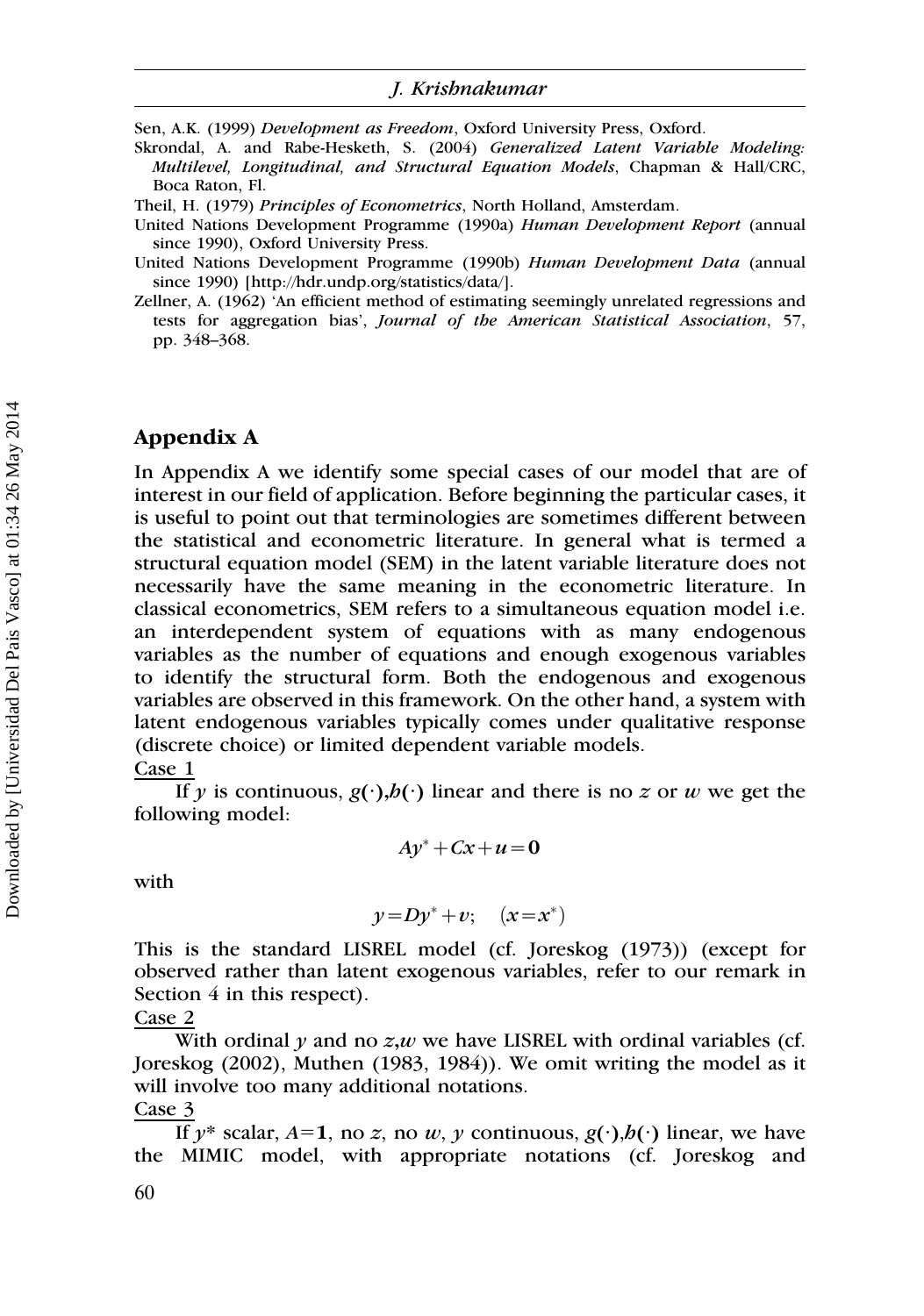Sen, A.K. (1999) *Development as Freedom*, Oxford University Press, Oxford.

Skrondal, A. and Rabe-Hesketh, S. (2004) *Generalized Latent Variable Modeling: Multilevel, Longitudinal, and Structural Equation Models*, Chapman & Hall/CRC, Boca Raton, Fl.

Theil, H. (1979) *Principles of Econometrics*, North Holland, Amsterdam.

United Nations Development Programme (1990a) *Human Development Report* (annual since 1990), Oxford University Press.

United Nations Development Programme (1990b) *Human Development Data* (annual since 1990) [http://hdr.undp.org/statistics/data/].

Zellner, A. (1962) 'An efficient method of estimating seemingly unrelated regressions and tests for aggregation bias', *Journal of the American Statistical Association*, 57, pp. 348–368.

## Appendix A

In Appendix A we identify some special cases of our model that are of interest in our field of application. Before beginning the particular cases, it is useful to point out that terminologies are sometimes different between the statistical and econometric literature. In general what is termed a structural equation model (SEM) in the latent variable literature does not necessarily have the same meaning in the econometric literature. In classical econometrics, SEM refers to a simultaneous equation model i.e. an interdependent system of equations with as many endogenous variables as the number of equations and enough exogenous variables to identify the structural form. Both the endogenous and exogenous variables are observed in this framework. On the other hand, a system with latent endogenous variables typically comes under qualitative response (discrete choice) or limited dependent variable models.

Case 1

If $y$ is continuous, $g(\cdot),h(\cdot)$ linear and there is no $z$ or $w$ we get the following model:

$$Ay^{*}+Cx+u=\mathbf{0}$$

with

$$y=Dy^{*}+v; \quad (x=x^{*})$$

This is the standard LISREL model (cf. Joreskog (1973)) (except for observed rather than latent exogenous variables, refer to our remark in Section 4 in this respect).

Case 2

With ordinal $y$ and no $z$,$w$ we have LISREL with ordinal variables (cf. Joreskog (2002), Muthen (1983, 1984)). We omit writing the model as it will involve too many additional notations.

Case 3

If $y^*$ scalar, $A=\mathbf{1}$, no $z$, no $w$, $y$ continuous, $g(\cdot),h(\cdot)$ linear, we have the MIMIC model, with appropriate notations (cf. Joreskog and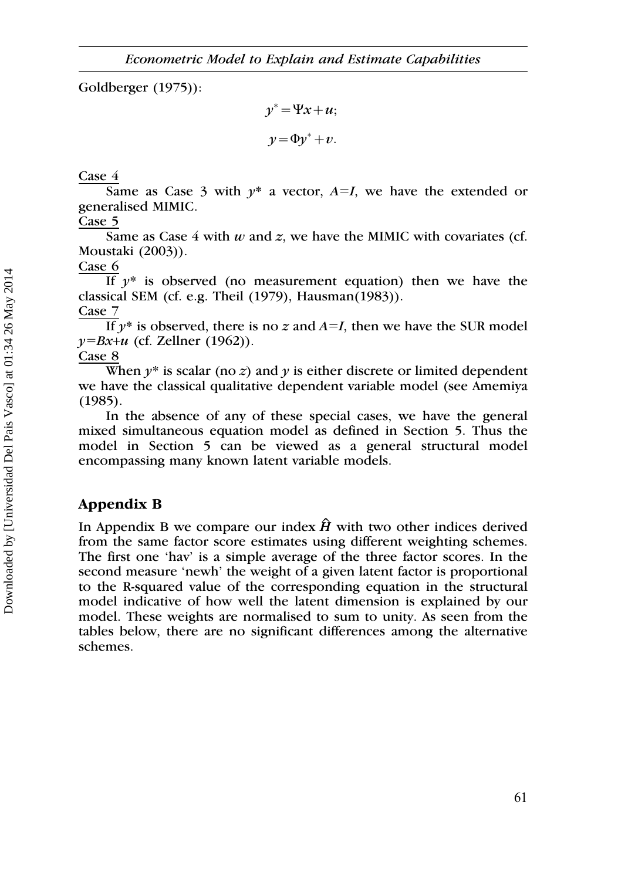Goldberger (1975)):

$$y^* = \Psi x + u;$$

$$y = \Phi y^* + v.$$

Case 4

Same as Case 3 with $y^*$ a vector, $A=I$, we have the extended or generalised MIMIC.

Case 5

Same as Case 4 with $w$ and $z$, we have the MIMIC with covariates (cf. Moustaki (2003)).

Case 6

If $y^*$ is observed (no measurement equation) then we have the classical SEM (cf. e.g. Theil (1979), Hausman(1983)).

Case 7

If $y^*$ is observed, there is no $z$ and $A=I$, then we have the SUR model $y=Bx+u$ (cf. Zellner (1962)).

Case 8

When $y^*$ is scalar (no $z$) and $y$ is either discrete or limited dependent we have the classical qualitative dependent variable model (see Amemiya (1985).

In the absence of any of these special cases, we have the general mixed simultaneous equation model as defined in Section 5. Thus the model in Section 5 can be viewed as a general structural model encompassing many known latent variable models.

## Appendix B

In Appendix B we compare our index $\hat{H}$ with two other indices derived from the same factor score estimates using different weighting schemes. The first one 'hav' is a simple average of the three factor scores. In the second measure 'newh' the weight of a given latent factor is proportional to the R-squared value of the corresponding equation in the structural model indicative of how well the latent dimension is explained by our model. These weights are normalised to sum to unity. As seen from the tables below, there are no significant differences among the alternative schemes.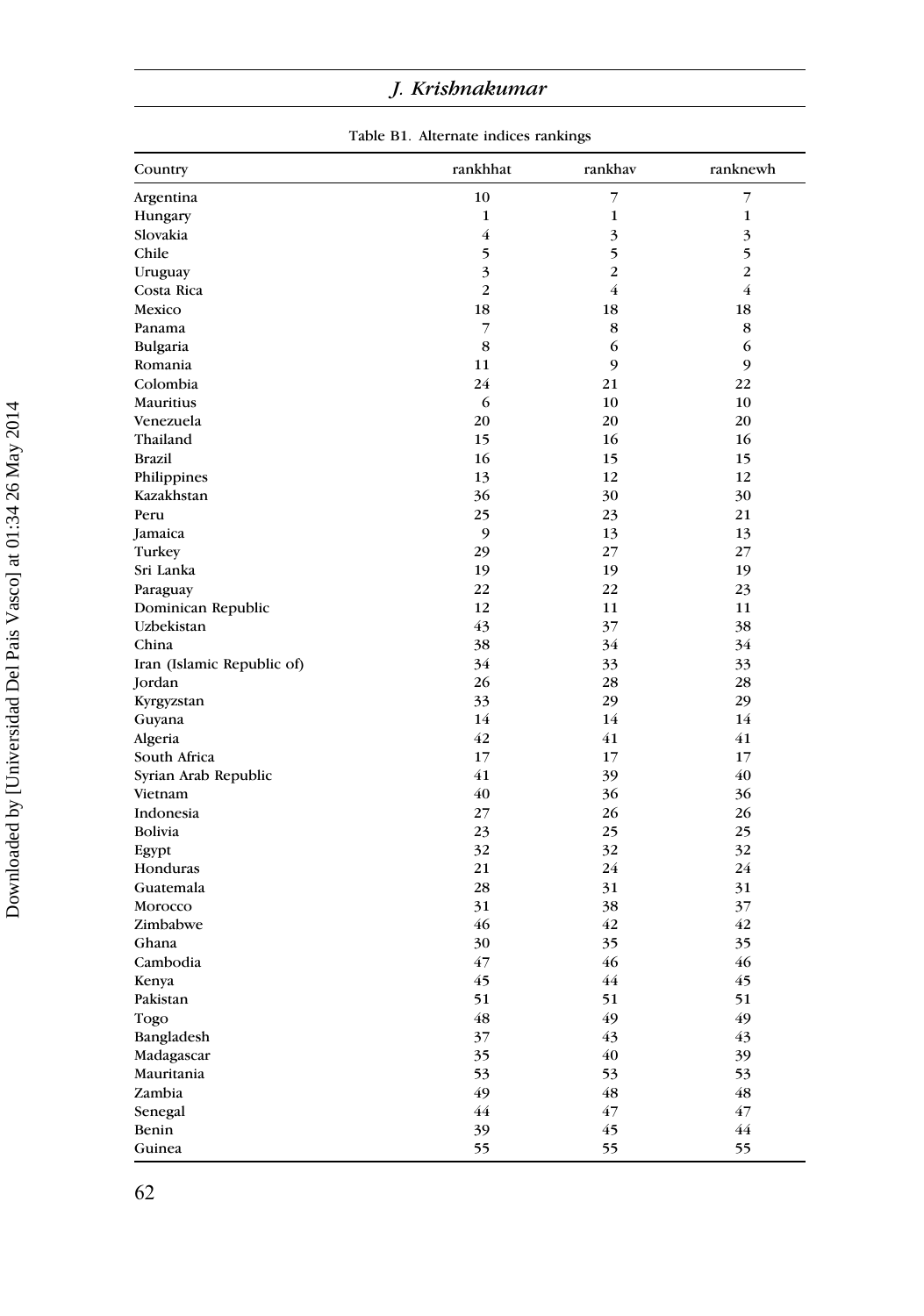Table B1. Alternate indices rankings

| Country | rankhhat | rankhav | ranknewh |
|---|---|---|---|
| Argentina | 10 | 7 | 7 |
| Hungary | 1 | 1 | 1 |
| Slovakia | 4 | 3 | 3 |
| Chile | 5 | 5 | 5 |
| Uruguay | 3 | 2 | 2 |
| Costa Rica | 2 | 4 | 4 |
| Mexico | 18 | 18 | 18 |
| Panama | 7 | 8 | 8 |
| Bulgaria | 8 | 6 | 6 |
| Romania | 11 | 9 | 9 |
| Colombia | 24 | 21 | 22 |
| Mauritius | 6 | 10 | 10 |
| Venezuela | 20 | 20 | 20 |
| Thailand | 15 | 16 | 16 |
| Brazil | 16 | 15 | 15 |
| Philippines | 13 | 12 | 12 |
| Kazakhstan | 36 | 30 | 30 |
| Peru | 25 | 23 | 21 |
| Jamaica | 9 | 13 | 13 |
| Turkey | 29 | 27 | 27 |
| Sri Lanka | 19 | 19 | 19 |
| Paraguay | 22 | 22 | 23 |
| Dominican Republic | 12 | 11 | 11 |
| Uzbekistan | 43 | 37 | 38 |
| China | 38 | 34 | 34 |
| Iran (Islamic Republic of) | 34 | 33 | 33 |
| Jordan | 26 | 28 | 28 |
| Kyrgyzstan | 33 | 29 | 29 |
| Guyana | 14 | 14 | 14 |
| Algeria | 42 | 41 | 41 |
| South Africa | 17 | 17 | 17 |
| Syrian Arab Republic | 41 | 39 | 40 |
| Vietnam | 40 | 36 | 36 |
| Indonesia | 27 | 26 | 26 |
| Bolivia | 23 | 25 | 25 |
| Egypt | 32 | 32 | 32 |
| Honduras | 21 | 24 | 24 |
| Guatemala | 28 | 31 | 31 |
| Morocco | 31 | 38 | 37 |
| Zimbabwe | 46 | 42 | 42 |
| Ghana | 30 | 35 | 35 |
| Cambodia | 47 | 46 | 46 |
| Kenya | 45 | 44 | 45 |
| Pakistan | 51 | 51 | 51 |
| Togo | 48 | 49 | 49 |
| Bangladesh | 37 | 43 | 43 |
| Madagascar | 35 | 40 | 39 |
| Mauritania | 53 | 53 | 53 |
| Zambia | 49 | 48 | 48 |
| Senegal | 44 | 47 | 47 |
| Benin | 39 | 45 | 44 |
| Guinea | 55 | 55 | 55 |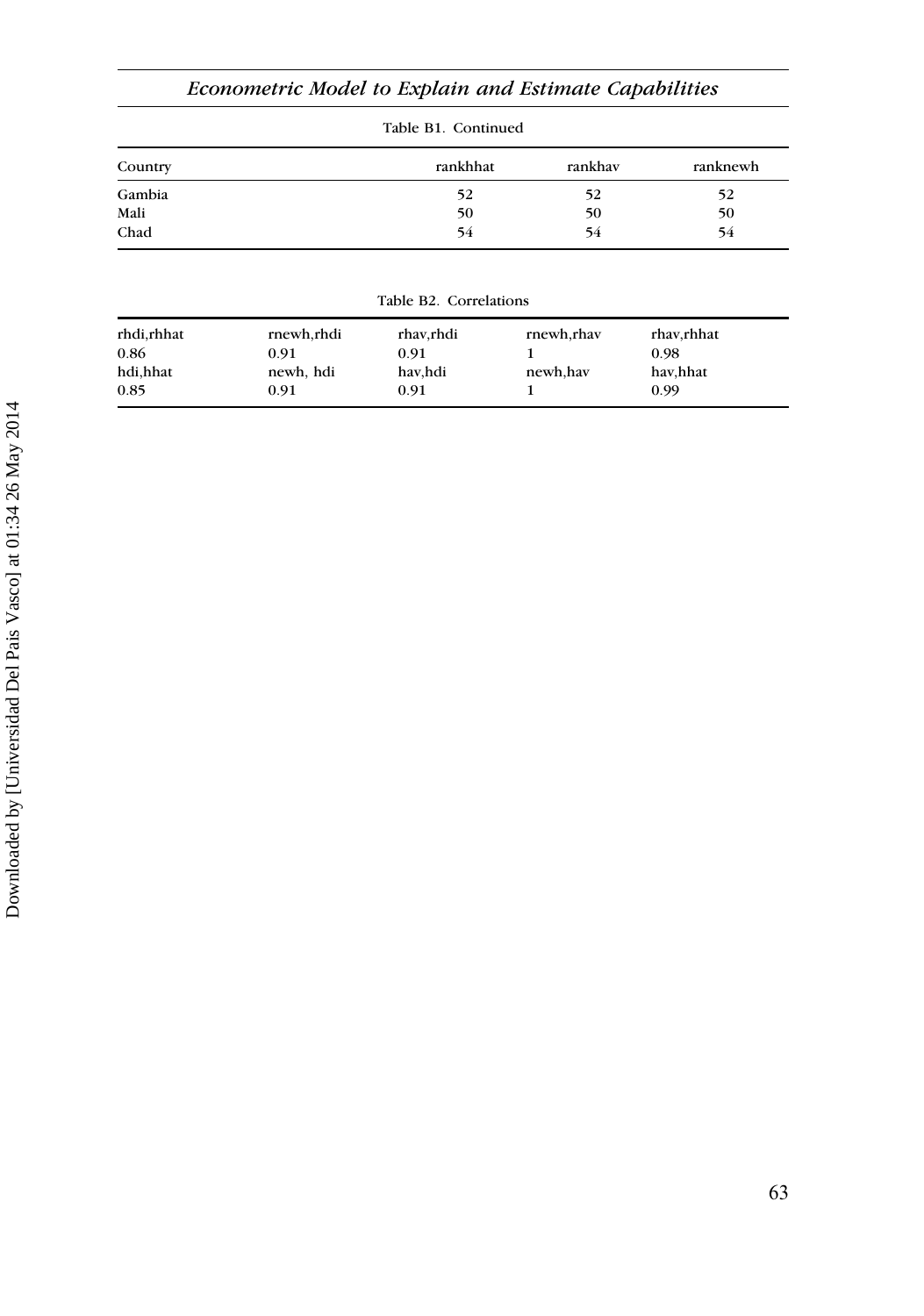Table B1. Continued

| Country | rankhhat | rankhav | ranknewh |
| --- | --- | --- | --- |
| Gambia | 52 | 52 | 52 |
| Mali | 50 | 50 | 50 |
| Chad | 54 | 54 | 54 |

Table B2. Correlations

| | | | | |
| --- | --- | --- | --- | --- |
| rhdi,rhhat | rnewh,rhdi | rhav,rhdi | rnewh,rhav | rhav,rhhat |
| 0.86 | 0.91 | 0.91 | 1 | 0.98 |
| hdi,hhat | newh, hdi | hav,hdi | newh,hav | hav,hhat |
| 0.85 | 0.91 | 0.91 | 1 | 0.99 |